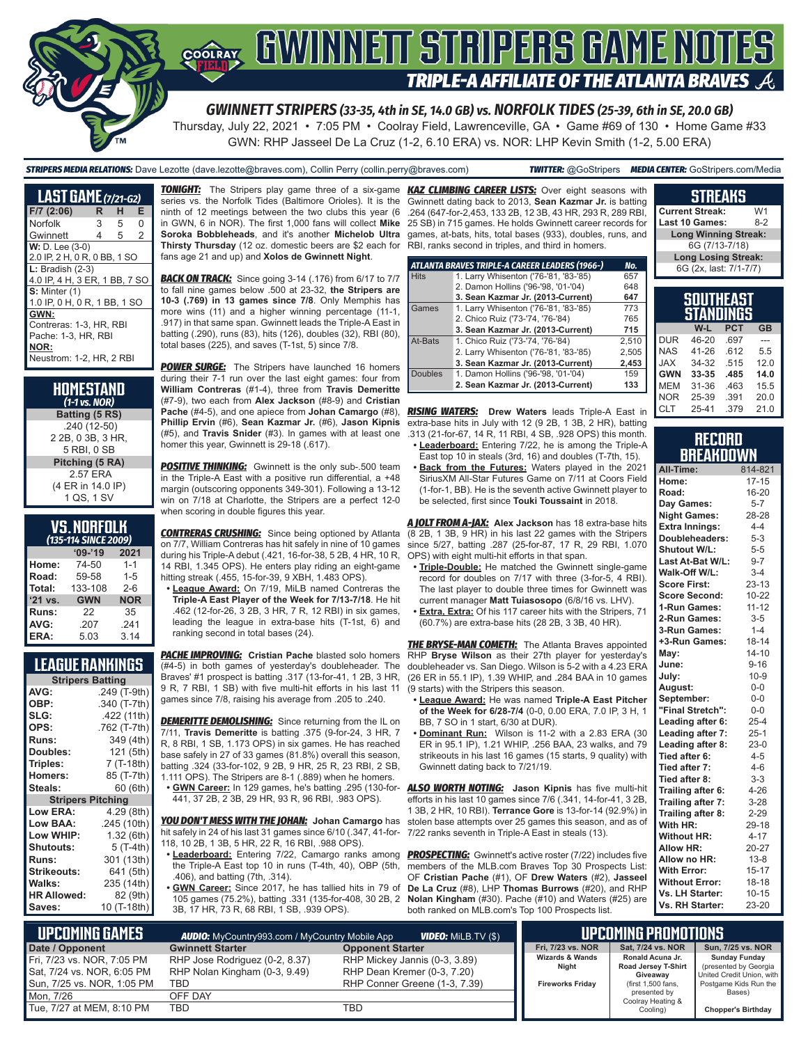# GWINNETT STRIPERS GAME NOTES

## TRIPLE-A AFFILIATE OF THE ATLANTA BRAVES

### GWINNETT STRIPERS (33-35, 4th in SE, 14.0 GB) vs. NORFOLK TIDES (25-39, 6th in SE, 20.0 GB)

Thursday, July 22, 2021 • 7:05 PM • Coolray Field, Lawrenceville, GA • Game #69 of 130 • Home Game #33

GWN: RHP Jasseel De La Cruz (1-2, 6.10 ERA) vs. NOR: LHP Kevin Smith (1-2, 5.00 ERA)

**STRIPERS MEDIA RELATIONS:** Dave Lezotte (dave.lezotte@braves.com), Collin Perry (collin.perry@braves.com) **TWITTER:** @GoStripers **MEDIA CENTER:** GoStripers.com/Media

## LAST GAME (7/21-G2)

| F/7 (2:06) | R | H | E |
|---|---|---|---|
| Norfolk | 3 | 5 | 0 |
| Gwinnett | 4 | 5 | 2 |

**W:** D. Lee (3-0)
2.0 IP, 2 H, 0 R, 0 BB, 1 SO

**L:** Bradish (2-3)
4.0 IP, 4 H, 3 ER, 1 BB, 7 SO

**S:** Minter (1)
1.0 IP, 0 H, 0 R, 1 BB, 1 SO

**GWN:**
Contreras: 1-3, HR, RBI
Pache: 1-3, HR, RBI

**NOR:**
Neustrom: 1-2, HR, 2 RBI

## HOMESTAND (1-1 vs. NOR)

**Batting (5 RS)**
.240 (12-50)
2 2B, 0 3B, 3 HR,
5 RBI, 0 SB

**Pitching (5 RA)**
2.57 ERA
(4 ER in 14.0 IP)
1 QS, 1 SV

## VS. NORFOLK (135-114 SINCE 2009)

| | '09-'19 | 2021 |
|---|---|---|
| Home: | 74-50 | 1-1 |
| Road: | 59-58 | 1-5 |
| Total: | 133-108 | 2-6 |
| '21 vs. | GWN | NOR |
| Runs: | 22 | 35 |
| AVG: | .207 | .241 |
| ERA: | 5.03 | 3.14 |

## LEAGUE RANKINGS

| Stripers Batting | |
|---|---|
| AVG: | .249 (T-9th) |
| OBP: | .340 (T-7th) |
| SLG: | .422 (11th) |
| OPS: | .762 (T-7th) |
| Runs: | 349 (4th) |
| Doubles: | 121 (5th) |
| Triples: | 7 (T-18th) |
| Homers: | 85 (T-7th) |
| Steals: | 60 (6th) |
| **Stripers Pitching** | |
| Low ERA: | 4.29 (8th) |
| Low BAA: | .245 (10th) |
| Low WHIP: | 1.32 (6th) |
| Shutouts: | 5 (T-4th) |
| Runs: | 301 (13th) |
| Strikeouts: | 641 (5th) |
| Walks: | 235 (14th) |
| HR Allowed: | 82 (9th) |
| Saves: | 10 (T-18th) |

**TONIGHT:** The Stripers play game three of a six-game series vs. the Norfolk Tides (Baltimore Orioles). It is the ninth of 12 meetings between the two clubs this year (6 in GWN, 6 in NOR). The first 1,000 fans will collect **Mike Soroka Bobbleheads**, and it's another **Michelob Ultra Thirsty Thursday** (12 oz. domestic beers are $2 each for fans age 21 and up) and **Xolos de Gwinnett Night**.

**BACK ON TRACK:** Since going 3-14 (.176) from 6/17 to 7/7 to fall nine games below .500 at 23-32, **the Stripers are 10-3 (.769) in 13 games since 7/8**. Only Memphis has more wins (11) and a higher winning percentage (11-1, .917) in that same span. Gwinnett leads the Triple-A East in batting (.290), runs (83), hits (126), doubles (32), RBI (80), total bases (225), and saves (T-1st, 5) since 7/8.

**POWER SURGE:** The Stripers have launched 16 homers during their 7-1 run over the last eight games: four from **William Contreras** (#1-4), three from **Travis Demeritte** (#7-9), two each from **Alex Jackson** (#8-9) and **Cristian Pache** (#4-5), and one apiece from **Johan Camargo** (#8), **Phillip Ervin** (#6), **Sean Kazmar Jr.** (#6), **Jason Kipnis** (#5), and **Travis Snider** (#3). In games with at least one homer this year, Gwinnett is 29-18 (.617).

**POSITIVE THINKING:** Gwinnett is the only sub-.500 team in the Triple-A East with a positive run differential, a +48 margin (outscoring opponents 349-301). Following a 13-12 win on 7/18 at Charlotte, the Stripers are a perfect 12-0 when scoring in double figures this year.

**CONTRERAS CRUSHING:** Since being optioned by Atlanta on 7/7, William Contreras has hit safely in nine of 10 games during his Triple-A debut (.421, 16-for-38, 5 2B, 4 HR, 10 R, 14 RBI, 1.345 OPS). He enters play riding an eight-game hitting streak (.455, 15-for-39, 9 XBH, 1.483 OPS).

- **League Award:** On 7/19, MiLB named Contreras the **Triple-A East Player of the Week for 7/13-7/18**. He hit .462 (12-for-26, 3 2B, 3 HR, 7 R, 12 RBI) in six games, leading the league in extra-base hits (T-1st, 6) and ranking second in total bases (24).

**PACHE IMPROVING:** **Cristian Pache** blasted solo homers (#4-5) in both games of yesterday's doubleheader. The Braves' #1 prospect is batting .317 (13-for-41, 1 2B, 3 HR, 9 R, 7 RBI, 1 SB) with five multi-hit efforts in his last 11 games since 7/8, raising his average from .205 to .240.

**DEMERITTE DEMOLISHING:** Since returning from the IL on 7/11, **Travis Demeritte** is batting .375 (9-for-24, 3 HR, 7 R, 8 RBI, 1 SB, 1.173 OPS) in six games. He has reached base safely in 27 of 33 games (81.8%) overall this season, batting .324 (33-for-102, 9 2B, 9 HR, 25 R, 23 RBI, 2 SB, 1.111 OPS). The Stripers are 8-1 (.889) when he homers.

- **GWN Career:** In 129 games, he's batting .295 (130-for-441, 37 2B, 2 3B, 29 HR, 93 R, 96 RBI, .983 OPS).

**YOU DON'T MESS WITH THE JOHAN:** **Johan Camargo** has hit safely in 24 of his last 31 games since 6/10 (.347, 41-for-118, 10 2B, 1 3B, 5 HR, 22 R, 16 RBI, .988 OPS).

- **Leaderboard:** Entering 7/22, Camargo ranks among the Triple-A East top 10 in runs (T-4th, 40), OBP (5th, .406), and batting (7th, .314).
- **GWN Career:** Since 2017, he has tallied hits in 79 of 105 games (75.2%), batting .331 (135-for-408, 30 2B, 2 3B, 17 HR, 73 R, 68 RBI, 1 SB, .939 OPS).

**KAZ CLIMBING CAREER LISTS:** Over eight seasons with Gwinnett dating back to 2013, **Sean Kazmar Jr.** is batting .264 (647-for-2,453, 133 2B, 12 3B, 43 HR, 293 R, 289 RBI, 25 SB) in 715 games. He holds Gwinnett career records for games, at-bats, hits, total bases (933), doubles, runs, and RBI, ranks second in triples, and third in homers.

| ATLANTA BRAVES TRIPLE-A CAREER LEADERS (1966-) | | No. |
|---|---|---|
| Hits | 1. Larry Whisenton ('76-'81, '83-'85) | 657 |
| | 2. Damon Hollins ('96-'98, '01-'04) | 648 |
| | **3. Sean Kazmar Jr. (2013-Current)** | **647** |
| Games | 1. Larry Whisenton ('76-'81, '83-'85) | 773 |
| | 2. Chico Ruiz ('73-'74, '76-'84) | 765 |
| | **3. Sean Kazmar Jr. (2013-Current)** | **715** |
| At-Bats | 1. Chico Ruiz ('73-'74, '76-'84) | 2,510 |
| | 2. Larry Whisenton ('76-'81, '83-'85) | 2,505 |
| | **3. Sean Kazmar Jr. (2013-Current)** | **2,453** |
| Doubles | 1. Damon Hollins ('96-'98, '01-'04) | 159 |
| | **2. Sean Kazmar Jr. (2013-Current)** | **133** |

**RISING WATERS:** **Drew Waters** leads Triple-A East in extra-base hits in July with 12 (9 2B, 1 3B, 2 HR), batting .313 (21-for-67, 14 R, 11 RBI, 4 SB, .928 OPS) this month.

- **Leaderboard:** Entering 7/22, he is among the Triple-A East top 10 in steals (3rd, 16) and doubles (T-7th, 15).
- **Back from the Futures:** Waters played in the 2021 SiriusXM All-Star Futures Game on 7/11 at Coors Field (1-for-1, BB). He is the seventh active Gwinnett player to be selected, first since **Touki Toussaint** in 2018.

**A JOLT FROM A-JAX:** **Alex Jackson** has 18 extra-base hits (8 2B, 1 3B, 9 HR) in his last 22 games with the Stripers since 5/27, batting .287 (25-for-87, 17 R, 29 RBI, 1.070 OPS) with eight multi-hit efforts in that span.

- **Triple-Double:** He matched the Gwinnett single-game record for doubles on 7/17 with three (3-for-5, 4 RBI). The last player to double three times for Gwinnett was current manager **Matt Tuiasosopo** (6/8/16 vs. LHV).
- **Extra, Extra:** Of his 117 career hits with the Stripers, 71 (60.7%) are extra-base hits (28 2B, 3 3B, 40 HR).

**THE BRYSE-MAN COMETH:** The Atlanta Braves appointed RHP **Bryse Wilson** as their 27th player for yesterday's doubleheader vs. San Diego. Wilson is 5-2 with a 4.23 ERA (26 ER in 55.1 IP), 1.39 WHIP, and .284 BAA in 10 games (9 starts) with the Stripers this season.

- **League Award:** He was named **Triple-A East Pitcher of the Week for 6/28-7/4** (0-0, 0.00 ERA, 7.0 IP, 3 H, 1 BB, 7 SO in 1 start, 6/30 at DUR).
- **Dominant Run:** Wilson is 11-2 with a 2.83 ERA (30 ER in 95.1 IP), 1.21 WHIP, .256 BAA, 23 walks, and 79 strikeouts in his last 16 games (15 starts, 9 quality) with Gwinnett dating back to 7/21/19.

**ALSO WORTH NOTING:** **Jason Kipnis** has five multi-hit efforts in his last 10 games since 7/6 (.341, 14-for-41, 3 2B, 1 3B, 2 HR, 10 RBI). **Terrance Gore** is 13-for-14 (92.9%) in stolen base attempts over 25 games this season, and as of 7/22 ranks seventh in Triple-A East in steals (13).

**PROSPECTING:** Gwinnett's active roster (7/22) includes five members of the MLB.com Braves Top 30 Prospects List: OF **Cristian Pache** (#1), OF **Drew Waters** (#2), Jasseel **De La Cruz** (#8), LHP **Thomas Burrows** (#20), and RHP **Nolan Kingham** (#30). Pache (#10) and Waters (#25) are both ranked on MLB.com's Top 100 Prospects list.

## STREAKS

| | |
|---|---|
| Current Streak: | W1 |
| Last 10 Games: | 8-2 |
| **Long Winning Streak:** | |
| 6G (7/13-7/18) | |
| **Long Losing Streak:** | |
| 6G (2x, last: 7/1-7/7) | |

## SOUTHEAST STANDINGS

| | W-L | PCT | GB |
|---|---|---|---|
| DUR | 46-20 | .697 | --- |
| NAS | 41-26 | .612 | 5.5 |
| JAX | 34-32 | .515 | 12.0 |
| **GWN** | **33-35** | **.485** | **14.0** |
| MEM | 31-36 | .463 | 15.5 |
| NOR | 25-39 | .391 | 20.0 |
| CLT | 25-41 | .379 | 21.0 |

## RECORD BREAKDOWN

| | |
|---|---|
| All-Time: | 814-821 |
| Home: | 17-15 |
| Road: | 16-20 |
| Day Games: | 5-7 |
| Night Games: | 28-28 |
| Extra Innings: | 4-4 |
| Doubleheaders: | 5-3 |
| Shutout W/L: | 5-5 |
| Last At-Bat W/L: | 9-7 |
| Walk-Off W/L: | 3-4 |
| Score First: | 23-13 |
| Score Second: | 10-22 |
| 1-Run Games: | 11-12 |
| 2-Run Games: | 3-5 |
| 3-Run Games: | 1-4 |
| +3-Run Games: | 18-14 |
| May: | 14-10 |
| June: | 9-16 |
| July: | 10-9 |
| August: | 0-0 |
| September: | 0-0 |
| "Final Stretch": | 0-0 |
| Leading after 6: | 25-4 |
| Leading after 7: | 25-1 |
| Leading after 8: | 23-0 |
| Tied after 6: | 4-5 |
| Tied after 7: | 4-6 |
| Tied after 8: | 3-3 |
| Trailing after 6: | 4-26 |
| Trailing after 7: | 3-28 |
| Trailing after 8: | 2-29 |
| With HR: | 29-18 |
| Without HR: | 4-17 |
| Allow HR: | 20-27 |
| Allow no HR: | 13-8 |
| With Error: | 15-17 |
| Without Error: | 18-18 |
| Vs. LH Starter: | 10-15 |
| Vs. RH Starter: | 23-20 |

## UPCOMING GAMES

**AUDIO:** MyCountry993.com / MyCountry Mobile App **VIDEO:** MiLB.TV ($)

| Date / Opponent | Gwinnett Starter | Opponent Starter |
|---|---|---|
| Fri, 7/23 vs. NOR, 7:05 PM | RHP Jose Rodriguez (0-2, 8.37) | RHP Mickey Jannis (0-3, 3.89) |
| Sat, 7/24 vs. NOR, 6:05 PM | RHP Nolan Kingham (0-3, 9.49) | RHP Dean Kremer (0-3, 7.20) |
| Sun, 7/25 vs. NOR, 1:05 PM | TBD | RHP Conner Greene (1-3, 7.39) |
| Mon, 7/26 | OFF DAY | |
| Tue, 7/27 at MEM, 8:10 PM | TBD | TBD |

## UPCOMING PROMOTIONS

| Fri, 7/23 vs. NOR | Sat, 7/24 vs. NOR | Sun, 7/25 vs. NOR |
|---|---|---|
| Wizards & Wands Night<br><br>Fireworks Friday | Ronald Acuna Jr. Road Jersey T-Shirt Giveaway (first 1,500 fans, presented by Coolray Heating & Cooling) | Sunday Funday (presented by Georgia United Credit Union, with Postgame Kids Run the Bases)<br><br>Chopper's Birthday |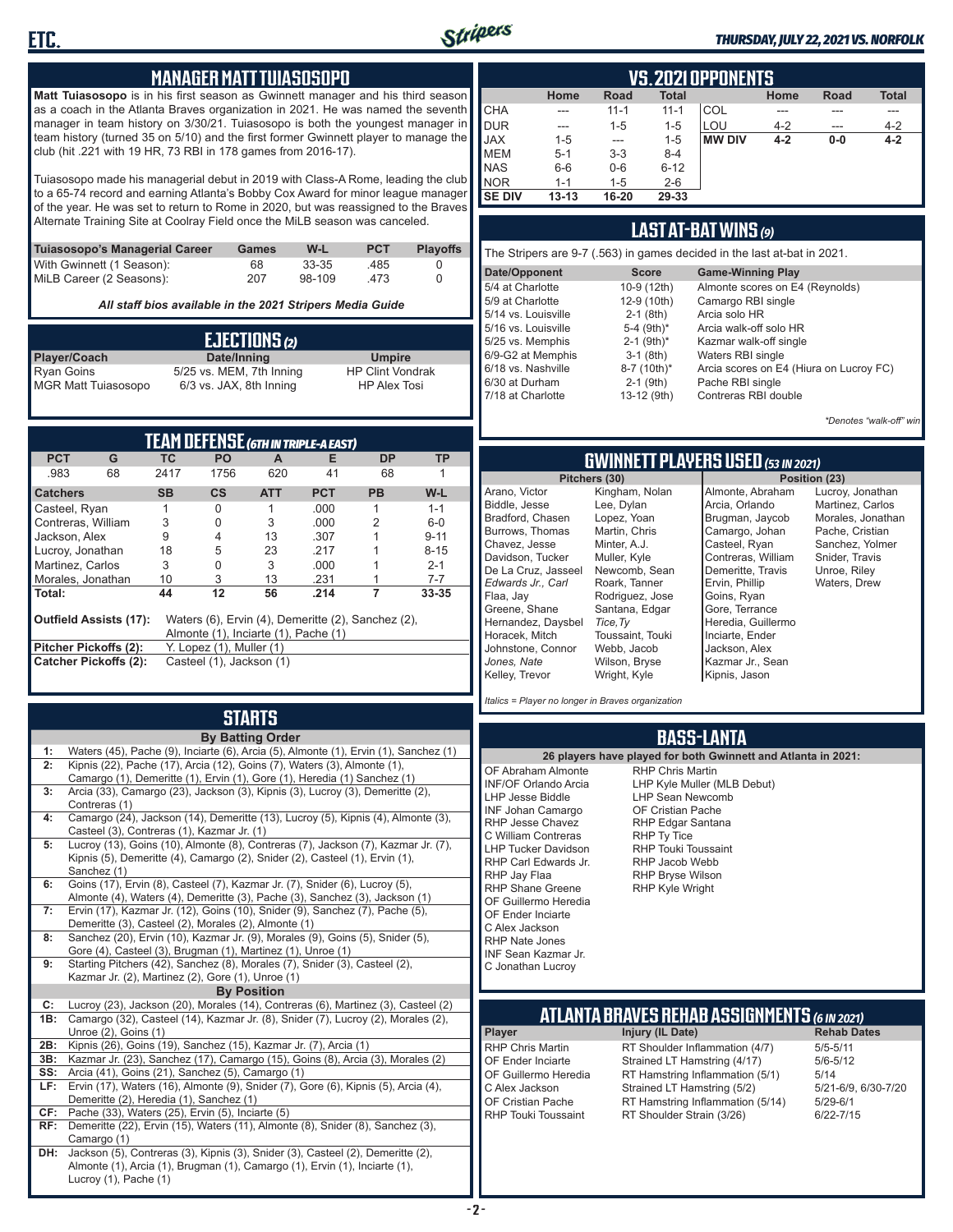## MANAGER MATT TUIASOSOPO

**Matt Tuiasosopo** is in his first season as Gwinnett manager and his third season as a coach in the Atlanta Braves organization in 2021. He was named the seventh manager in team history on 3/30/21. Tuiasosopo is both the youngest manager in team history (turned 35 on 5/10) and the first former Gwinnett player to manage the club (hit .221 with 19 HR, 73 RBI in 178 games from 2016-17).

Tuiasosopo made his managerial debut in 2019 with Class-A Rome, leading the club to a 65-74 record and earning Atlanta's Bobby Cox Award for minor league manager of the year. He was set to return to Rome in 2020, but was reassigned to the Braves Alternate Training Site at Coolray Field once the MiLB season was canceled.

| Tuiasosopo's Managerial Career | Games | W-L | PCT | Playoffs |
|---|---|---|---|---|
| With Gwinnett (1 Season): | 68 | 33-35 | .485 | 0 |
| MiLB Career (2 Seasons): | 207 | 98-109 | .473 | 0 |

***All staff bios available in the 2021 Stripers Media Guide***

## EJECTIONS (2)

| Player/Coach | Date/Inning | Umpire |
|---|---|---|
| Ryan Goins | 5/25 vs. MEM, 7th Inning | HP Clint Vondrak |
| MGR Matt Tuiasosopo | 6/3 vs. JAX, 8th Inning | HP Alex Tosi |

## TEAM DEFENSE (6TH IN TRIPLE-A EAST)

| PCT | G | TC | PO | A | E | DP | TP |
|---|---|---|---|---|---|---|---|
| .983 | 68 | 2417 | 1756 | 620 | 41 | 68 | 1 |

| Catchers | SB | CS | ATT | PCT | PB | W-L |
|---|---|---|---|---|---|---|
| Casteel, Ryan | 1 | 0 | 1 | .000 | 1 | 1-1 |
| Contreras, William | 3 | 0 | 3 | .000 | 2 | 6-0 |
| Jackson, Alex | 9 | 4 | 13 | .307 | 1 | 9-11 |
| Lucroy, Jonathan | 18 | 5 | 23 | .217 | 1 | 8-15 |
| Martinez, Carlos | 3 | 0 | 3 | .000 | 1 | 2-1 |
| Morales, Jonathan | 10 | 3 | 13 | .231 | 1 | 7-7 |
| **Total:** | **44** | **12** | **56** | **.214** | **7** | **33-35** |

**Outfield Assists (17):** Waters (6), Ervin (4), Demeritte (2), Sanchez (2), Almonte (1), Inciarte (1), Pache (1)

**Pitcher Pickoffs (2):** Y. Lopez (1), Muller (1)

**Catcher Pickoffs (2):** Casteel (1), Jackson (1)

## STARTS

**By Batting Order**

| | |
|---|---|
| 1: | Waters (45), Pache (9), Inciarte (6), Arcia (5), Almonte (1), Ervin (1), Sanchez (1) |
| 2: | Kipnis (22), Pache (17), Arcia (12), Goins (7), Waters (3), Almonte (1), Camargo (1), Demeritte (1), Ervin (1), Gore (1), Heredia (1) Sanchez (1) |
| 3: | Arcia (33), Camargo (23), Jackson (3), Kipnis (3), Lucroy (3), Demeritte (2), Contreras (1) |
| 4: | Camargo (24), Jackson (14), Demeritte (13), Lucroy (5), Kipnis (4), Almonte (3), Casteel (3), Contreras (1), Kazmar Jr. (1) |
| 5: | Lucroy (13), Goins (10), Almonte (8), Contreras (7), Jackson (7), Kazmar Jr. (7), Kipnis (5), Demeritte (4), Camargo (2), Snider (2), Casteel (1), Ervin (1), Sanchez (1) |
| 6: | Goins (17), Ervin (8), Casteel (7), Kazmar Jr. (7), Snider (6), Lucroy (5), Almonte (4), Waters (4), Demeritte (3), Pache (3), Sanchez (3), Jackson (1) |
| 7: | Ervin (17), Kazmar Jr. (12), Goins (10), Snider (9), Sanchez (7), Pache (5), Demeritte (3), Casteel (2), Morales (2), Almonte (1) |
| 8: | Sanchez (20), Ervin (10), Kazmar Jr. (9), Morales (9), Goins (5), Snider (5), Gore (4), Casteel (3), Brugman (1), Martinez (1), Unroe (1) |
| 9: | Starting Pitchers (42), Sanchez (8), Morales (7), Snider (3), Casteel (2), Kazmar Jr. (2), Martinez (2), Gore (1), Unroe (1) |

**By Position**

| | |
|---|---|
| C: | Lucroy (23), Jackson (20), Morales (14), Contreras (6), Martinez (3), Casteel (2) |
| 1B: | Camargo (32), Casteel (14), Kazmar Jr. (8), Snider (7), Lucroy (2), Morales (2), Unroe (2), Goins (1) |
| 2B: | Kipnis (26), Goins (19), Sanchez (15), Kazmar Jr. (7), Arcia (1) |
| 3B: | Kazmar Jr. (23), Sanchez (17), Camargo (15), Goins (8), Arcia (3), Morales (2) |
| SS: | Arcia (41), Goins (21), Sanchez (5), Camargo (1) |
| LF: | Ervin (17), Waters (16), Almonte (9), Snider (7), Gore (6), Kipnis (5), Arcia (4), Demeritte (2), Heredia (1), Sanchez (1) |
| CF: | Pache (33), Waters (25), Ervin (5), Inciarte (5) |
| RF: | Demeritte (22), Ervin (15), Waters (11), Almonte (8), Snider (8), Sanchez (3), Camargo (1) |
| DH: | Jackson (5), Contreras (3), Kipnis (3), Snider (3), Casteel (2), Demeritte (2), Almonte (1), Arcia (1), Brugman (1), Camargo (1), Ervin (1), Inciarte (1), Lucroy (1), Pache (1) |

## VS. 2021 OPPONENTS

| | Home | Road | Total | | Home | Road | Total |
|---|---|---|---|---|---|---|---|
| CHA | --- | 11-1 | 11-1 | COL | --- | --- | --- |
| DUR | --- | 1-5 | 1-5 | LOU | 4-2 | --- | 4-2 |
| JAX | 1-5 | --- | 1-5 | **MW DIV** | **4-2** | **0-0** | **4-2** |
| MEM | 5-1 | 3-3 | 8-4 | | | | |
| NAS | 6-6 | 0-6 | 6-12 | | | | |
| NOR | 1-1 | 1-5 | 2-6 | | | | |
| **SE DIV** | **13-13** | **16-20** | **29-33** | | | | |

## LAST AT-BAT WINS (9)

The Stripers are 9-7 (.563) in games decided in the last at-bat in 2021.

| Date/Opponent | Score | Game-Winning Play |
|---|---|---|
| 5/4 at Charlotte | 10-9 (12th) | Almonte scores on E4 (Reynolds) |
| 5/9 at Charlotte | 12-9 (10th) | Camargo RBI single |
| 5/14 vs. Louisville | 2-1 (8th) | Arcia solo HR |
| 5/16 vs. Louisville | 5-4 (9th)* | Arcia walk-off solo HR |
| 5/25 vs. Memphis | 2-1 (9th)* | Kazmar walk-off single |
| 6/9-G2 at Memphis | 3-1 (8th) | Waters RBI single |
| 6/18 vs. Nashville | 8-7 (10th)* | Arcia scores on E4 (Hiura on Lucroy FC) |
| 6/30 at Durham | 2-1 (9th) | Pache RBI single |
| 7/18 at Charlotte | 13-12 (9th) | Contreras RBI double |

*\*Denotes "walk-off" win*

## GWINNETT PLAYERS USED (53 IN 2021)

**Pitchers (30)**

Arano, Victor; Biddle, Jesse; Bradford, Chasen; Burrows, Thomas; Chavez, Jesse; Davidson, Tucker; De La Cruz, Jasseel; *Edwards Jr., Carl*; Flaa, Jay; Greene, Shane; Hernandez, Daysbel; Horacek, Mitch; Johnstone, Connor; *Jones, Nate*; Kelley, Trevor; Kingham, Nolan; Lee, Dylan; Lopez, Yoan; Martin, Chris; Minter, A.J.; Muller, Kyle; Newcomb, Sean; Roark, Tanner; Rodriguez, Jose; Santana, Edgar; *Tice, Ty*; Toussaint, Touki; Webb, Jacob; Wilson, Bryse; Wright, Kyle

**Position (23)**

Almonte, Abraham; Arcia, Orlando; Brugman, Jaycob; Camargo, Johan; Casteel, Ryan; Contreras, William; Demeritte, Travis; Ervin, Phillip; Goins, Ryan; Gore, Terrance; Heredia, Guillermo; Inciarte, Ender; Jackson, Alex; Kazmar Jr., Sean; Kipnis, Jason; Lucroy, Jonathan; Martinez, Carlos; Morales, Jonathan; Pache, Cristian; Sanchez, Yolmer; Snider, Travis; Unroe, Riley; Waters, Drew

*Italics = Player no longer in Braves organization*

## BASS-LANTA

**26 players have played for both Gwinnett and Atlanta in 2021:**

- OF Abraham Almonte
- INF/OF Orlando Arcia
- LHP Jesse Biddle
- INF Johan Camargo
- RHP Jesse Chavez
- C William Contreras
- LHP Tucker Davidson
- RHP Carl Edwards Jr.
- RHP Jay Flaa
- RHP Shane Greene
- OF Guillermo Heredia
- OF Ender Inciarte
- C Alex Jackson
- RHP Nate Jones
- INF Sean Kazmar Jr.
- C Jonathan Lucroy
- RHP Chris Martin
- LHP Kyle Muller (MLB Debut)
- LHP Sean Newcomb
- OF Cristian Pache
- RHP Edgar Santana
- RHP Ty Tice
- RHP Touki Toussaint
- RHP Jacob Webb
- RHP Bryse Wilson
- RHP Kyle Wright

## ATLANTA BRAVES REHAB ASSIGNMENTS (6 IN 2021)

| Player | Injury (IL Date) | Rehab Dates |
|---|---|---|
| RHP Chris Martin | RT Shoulder Inflammation (4/7) | 5/5-5/11 |
| OF Ender Inciarte | Strained LT Hamstring (4/17) | 5/6-5/12 |
| OF Guillermo Heredia | RT Hamstring Inflammation (5/1) | 5/14 |
| C Alex Jackson | Strained LT Hamstring (5/2) | 5/21-6/9, 6/30-7/20 |
| OF Cristian Pache | RT Hamstring Inflammation (5/14) | 5/29-6/1 |
| RHP Touki Toussaint | RT Shoulder Strain (3/26) | 6/22-7/15 |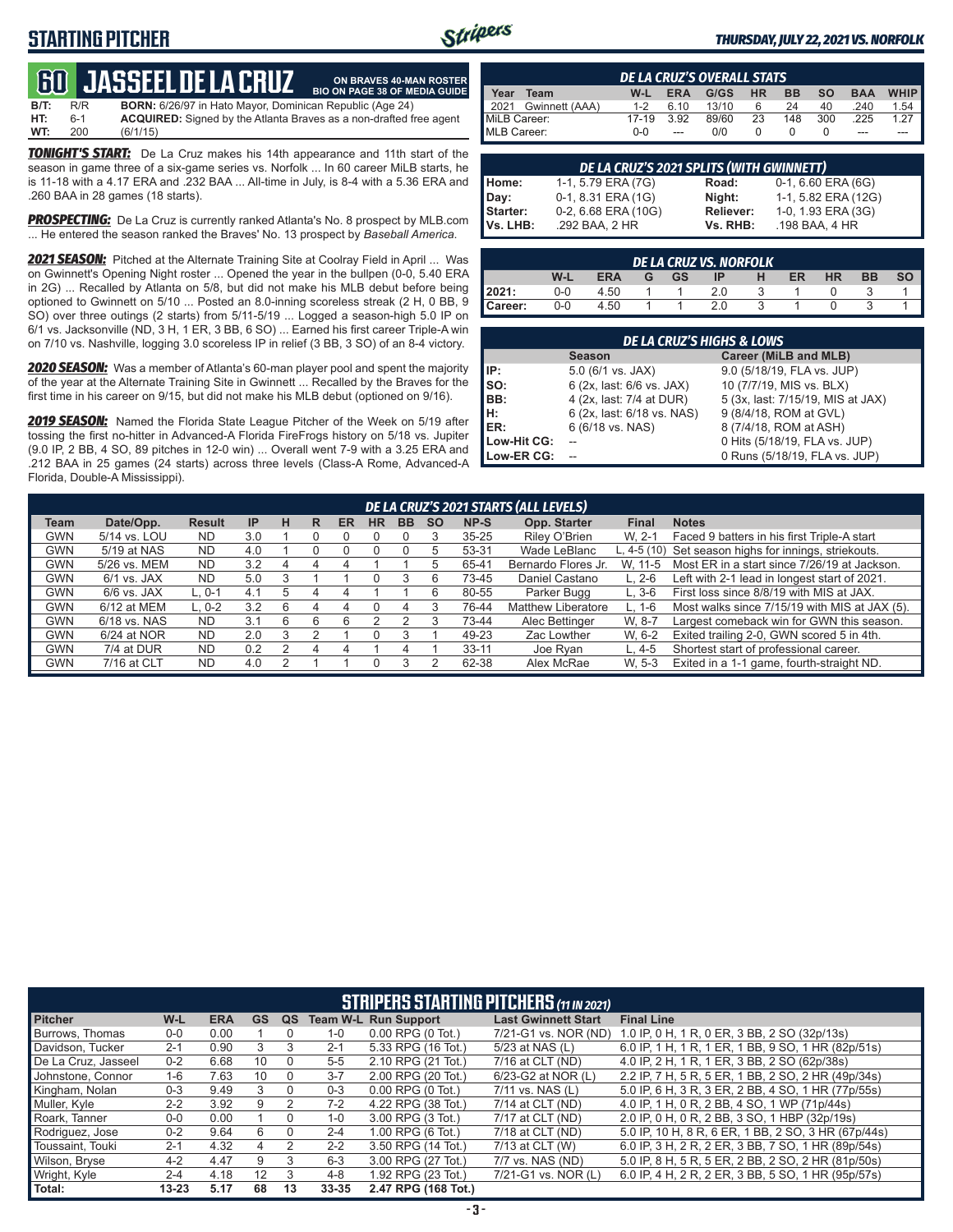## STARTING PITCHER

*THURSDAY, JULY 22, 2021 VS. NORFOLK*

# 60 JASSEEL DE LA CRUZ

**ON BRAVES 40-MAN ROSTER**
**BIO ON PAGE 38 OF MEDIA GUIDE**

**B/T:** R/R **BORN:** 6/26/97 in Hato Mayor, Dominican Republic (Age 24)
**HT:** 6-1 **ACQUIRED:** Signed by the Atlanta Braves as a non-drafted free agent
**WT:** 200 (6/1/15)

***TONIGHT'S START:*** De La Cruz makes his 14th appearance and 11th start of the season in game three of a six-game series vs. Norfolk ... In 60 career MiLB starts, he is 11-18 with a 4.17 ERA and .232 BAA ... All-time in July, is 8-4 with a 5.36 ERA and .260 BAA in 28 games (18 starts).

***PROSPECTING:*** De La Cruz is currently ranked Atlanta's No. 8 prospect by MLB.com ... He entered the season ranked the Braves' No. 13 prospect by *Baseball America*.

***2021 SEASON:*** Pitched at the Alternate Training Site at Coolray Field in April ... Was on Gwinnett's Opening Night roster ... Opened the year in the bullpen (0-0, 5.40 ERA in 2G) ... Recalled by Atlanta on 5/8, but did not make his MLB debut before being optioned to Gwinnett on 5/10 ... Posted an 8.0-inning scoreless streak (2 H, 0 BB, 9 SO) over three outings (2 starts) from 5/11-5/19 ... Logged a season-high 5.0 IP on 6/1 vs. Jacksonville (ND, 3 H, 1 ER, 3 BB, 6 SO) ... Earned his first career Triple-A win on 7/10 vs. Nashville, logging 3.0 scoreless IP in relief (3 BB, 3 SO) of an 8-4 victory.

***2020 SEASON:*** Was a member of Atlanta's 60-man player pool and spent the majority of the year at the Alternate Training Site in Gwinnett ... Recalled by the Braves for the first time in his career on 9/15, but did not make his MLB debut (optioned on 9/16).

***2019 SEASON:*** Named the Florida State League Pitcher of the Week on 5/19 after tossing the first no-hitter in Advanced-A Florida FireFrogs history on 5/18 vs. Jupiter (9.0 IP, 2 BB, 4 SO, 89 pitches in 12-0 win) ... Overall went 7-9 with a 3.25 ERA and .212 BAA in 25 games (24 starts) across three levels (Class-A Rome, Advanced-A Florida, Double-A Mississippi).

### DE LA CRUZ'S OVERALL STATS

| Year | Team | W-L | ERA | G/GS | HR | BB | SO | BAA | WHIP |
|---|---|---|---|---|---|---|---|---|---|
| 2021 | Gwinnett (AAA) | 1-2 | 6.10 | 13/10 | 6 | 24 | 40 | .240 | 1.54 |
| MiLB Career: | | 17-19 | 3.92 | 89/60 | 23 | 148 | 300 | .225 | 1.27 |
| MLB Career: | | 0-0 | --- | 0/0 | 0 | 0 | 0 | --- | --- |

### DE LA CRUZ'S 2021 SPLITS (WITH GWINNETT)

| | | | |
|---|---|---|---|
| Home: | 1-1, 5.79 ERA (7G) | Road: | 0-1, 6.60 ERA (6G) |
| Day: | 0-1, 8.31 ERA (1G) | Night: | 1-1, 5.82 ERA (12G) |
| Starter: | 0-2, 6.68 ERA (10G) | Reliever: | 1-0, 1.93 ERA (3G) |
| Vs. LHB: | .292 BAA, 2 HR | Vs. RHB: | .198 BAA, 4 HR |

### DE LA CRUZ VS. NORFOLK

| | W-L | ERA | G | GS | IP | H | ER | HR | BB | SO |
|---|---|---|---|---|---|---|---|---|---|---|
| 2021: | 0-0 | 4.50 | 1 | 1 | 2.0 | 3 | 1 | 0 | 3 | 1 |
| Career: | 0-0 | 4.50 | 1 | 1 | 2.0 | 3 | 1 | 0 | 3 | 1 |

### DE LA CRUZ'S HIGHS & LOWS

| | Season | Career (MiLB and MLB) |
|---|---|---|
| IP: | 5.0 (6/1 vs. JAX) | 9.0 (5/18/19, FLA vs. JUP) |
| SO: | 6 (2x, last: 6/6 vs. JAX) | 10 (7/7/19, MIS vs. BLX) |
| BB: | 4 (2x, last: 7/4 at DUR) | 5 (3x, last: 7/15/19, MIS at JAX) |
| H: | 6 (2x, last: 6/18 vs. NAS) | 9 (8/4/18, ROM at GVL) |
| ER: | 6 (6/18 vs. NAS) | 8 (7/4/18, ROM at ASH) |
| Low-Hit CG: | -- | 0 Hits (5/18/19, FLA vs. JUP) |
| Low-ER CG: | -- | 0 Runs (5/18/19, FLA vs. JUP) |

### DE LA CRUZ'S 2021 STARTS (ALL LEVELS)

| Team | Date/Opp. | Result | IP | H | R | ER | HR | BB | SO | NP-S | Opp. Starter | Final | Notes |
|---|---|---|---|---|---|---|---|---|---|---|---|---|---|
| GWN | 5/14 vs. LOU | ND | 3.0 | 1 | 0 | 0 | 0 | 0 | 3 | 35-25 | Riley O'Brien | W, 2-1 | Faced 9 batters in his first Triple-A start |
| GWN | 5/19 at NAS | ND | 4.0 | 1 | 0 | 0 | 0 | 0 | 5 | 53-31 | Wade LeBlanc | L, 4-5 (10) | Set season highs for innings, striekouts. |
| GWN | 5/26 vs. MEM | ND | 3.2 | 4 | 4 | 4 | 1 | 1 | 5 | 65-41 | Bernardo Flores Jr. | W, 11-5 | Most ER in a start since 7/26/19 at Jackson. |
| GWN | 6/1 vs. JAX | ND | 5.0 | 3 | 1 | 1 | 0 | 3 | 6 | 73-45 | Daniel Castano | L, 2-6 | Left with 2-1 lead in longest start of 2021. |
| GWN | 6/6 vs. JAX | L, 0-1 | 4.1 | 5 | 4 | 4 | 1 | 1 | 6 | 80-55 | Parker Bugg | L, 3-6 | First loss since 8/8/19 with MIS at JAX. |
| GWN | 6/12 at MEM | L, 0-2 | 3.2 | 6 | 4 | 4 | 0 | 4 | 3 | 76-44 | Matthew Liberatore | L, 1-6 | Most walks since 7/15/19 with MIS at JAX (5). |
| GWN | 6/18 vs. NAS | ND | 3.1 | 6 | 6 | 6 | 2 | 2 | 3 | 73-44 | Alec Bettinger | W, 8-7 | Largest comeback win for GWN this season. |
| GWN | 6/24 at NOR | ND | 2.0 | 3 | 2 | 1 | 0 | 3 | 1 | 49-23 | Zac Lowther | W, 6-2 | Exited trailing 2-0, GWN scored 5 in 4th. |
| GWN | 7/4 at DUR | ND | 0.2 | 2 | 4 | 4 | 1 | 4 | 1 | 33-11 | Joe Ryan | L, 4-5 | Shortest start of professional career. |
| GWN | 7/16 at CLT | ND | 4.0 | 2 | 1 | 1 | 0 | 3 | 2 | 62-38 | Alex McRae | W, 5-3 | Exited in a 1-1 game, fourth-straight ND. |

### STRIPERS STARTING PITCHERS (11 IN 2021)

| Pitcher | W-L | ERA | GS | QS | Team W-L | Run Support | Last Gwinnett Start | Final Line |
|---|---|---|---|---|---|---|---|---|
| Burrows, Thomas | 0-0 | 0.00 | 1 | 0 | 1-0 | 0.00 RPG (0 Tot.) | 7/21-G1 vs. NOR (ND) | 1.0 IP, 0 H, 1 R, 0 ER, 3 BB, 2 SO (32p/13s) |
| Davidson, Tucker | 2-1 | 0.90 | 3 | 3 | 2-1 | 5.33 RPG (16 Tot.) | 5/23 at NAS (L) | 6.0 IP, 1 H, 1 R, 1 ER, 1 BB, 9 SO, 1 HR (82p/51s) |
| De La Cruz, Jasseel | 0-2 | 6.68 | 10 | 0 | 5-5 | 2.10 RPG (21 Tot.) | 7/16 at CLT (ND) | 4.0 IP, 2 H, 1 R, 1 ER, 3 BB, 2 SO (62p/38s) |
| Johnstone, Connor | 1-6 | 7.63 | 10 | 0 | 3-7 | 2.00 RPG (20 Tot.) | 6/23-G2 at NOR (L) | 2.2 IP, 7 H, 5 R, 5 ER, 1 BB, 2 SO, 2 HR (49p/34s) |
| Kingham, Nolan | 0-3 | 9.49 | 3 | 0 | 0-3 | 0.00 RPG (0 Tot.) | 7/11 vs. NAS (L) | 5.0 IP, 6 H, 3 R, 3 ER, 2 BB, 4 SO, 1 HR (77p/55s) |
| Muller, Kyle | 2-2 | 3.92 | 9 | 2 | 7-2 | 4.22 RPG (38 Tot.) | 7/14 at CLT (ND) | 4.0 IP, 1 H, 0 R, 2 BB, 4 SO, 1 WP (71p/44s) |
| Roark, Tanner | 0-0 | 0.00 | 1 | 0 | 1-0 | 3.00 RPG (3 Tot.) | 7/17 at CLT (ND) | 2.0 IP, 0 H, 0 R, 2 BB, 3 SO, 1 HBP (32p/19s) |
| Rodriguez, Jose | 0-2 | 9.64 | 6 | 0 | 2-4 | 1.00 RPG (6 Tot.) | 7/18 at CLT (ND) | 5.0 IP, 10 H, 8 R, 6 ER, 1 BB, 2 SO, 3 HR (67p/44s) |
| Toussaint, Touki | 2-1 | 4.32 | 4 | 2 | 2-2 | 3.50 RPG (14 Tot.) | 7/13 at CLT (W) | 6.0 IP, 3 H, 2 R, 2 ER, 3 BB, 7 SO, 1 HR (89p/54s) |
| Wilson, Bryse | 4-2 | 4.47 | 9 | 3 | 6-3 | 3.00 RPG (27 Tot.) | 7/7 vs. NAS (ND) | 5.0 IP, 8 H, 5 R, 5 ER, 2 BB, 2 SO, 2 HR (81p/50s) |
| Wright, Kyle | 2-4 | 4.18 | 12 | 3 | 4-8 | 1.92 RPG (23 Tot.) | 7/21-G1 vs. NOR (L) | 6.0 IP, 4 H, 2 R, 2 ER, 3 BB, 5 SO, 1 HR (95p/57s) |
| **Total:** | **13-23** | **5.17** | **68** | **13** | **33-35** | **2.47 RPG (168 Tot.)** | | |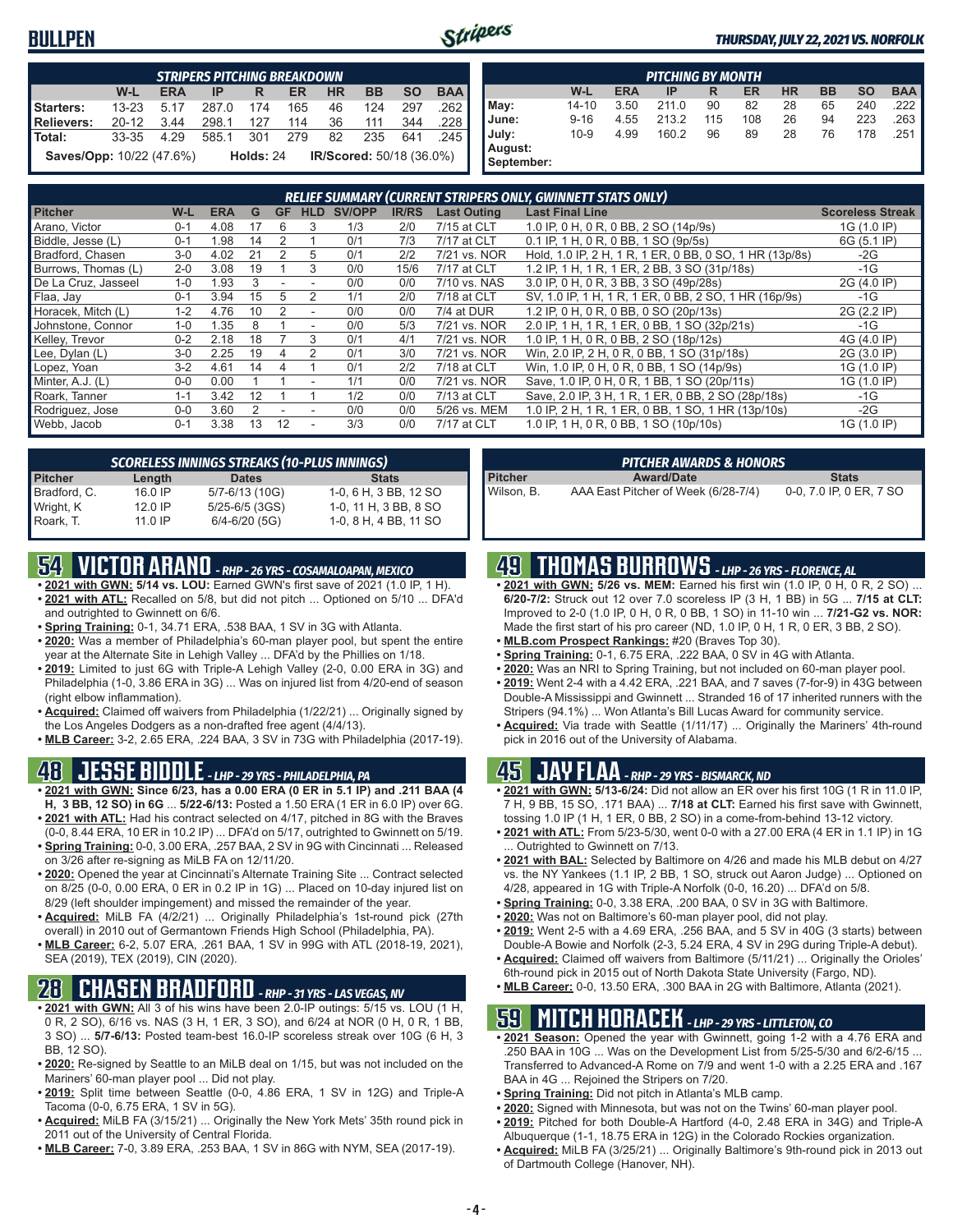# BULLPEN

*THURSDAY, JULY 22, 2021 VS. NORFOLK*

| STRIPERS PITCHING BREAKDOWN | | | | | | | | | |
|---|---|---|---|---|---|---|---|---|---|
| | W-L | ERA | IP | R | ER | HR | BB | SO | BAA |
| Starters: | 13-23 | 5.17 | 287.0 | 174 | 165 | 46 | 124 | 297 | .262 |
| Relievers: | 20-12 | 3.44 | 298.1 | 127 | 114 | 36 | 111 | 344 | .228 |
| Total: | 33-35 | 4.29 | 585.1 | 301 | 279 | 82 | 235 | 641 | .245 |

**Saves/Opp:** 10/22 (47.6%) **Holds:** 24 **IR/Scored:** 50/18 (36.0%)

| PITCHING BY MONTH | | | | | | | | | |
|---|---|---|---|---|---|---|---|---|---|
| | W-L | ERA | IP | R | ER | HR | BB | SO | BAA |
| May: | 14-10 | 3.50 | 211.0 | 90 | 82 | 28 | 65 | 240 | .222 |
| June: | 9-16 | 4.55 | 213.2 | 115 | 108 | 26 | 94 | 223 | .263 |
| July: | 10-9 | 4.99 | 160.2 | 96 | 89 | 28 | 76 | 178 | .251 |
| August: | | | | | | | | | |
| September: | | | | | | | | | |

| RELIEF SUMMARY (CURRENT STRIPERS ONLY, GWINNETT STATS ONLY) | | | | | | | | | | |
|---|---|---|---|---|---|---|---|---|---|---|
| Pitcher | W-L | ERA | G | GF | HLD | SV/OPP | IR/RS | Last Outing | Last Final Line | Scoreless Streak |
| Arano, Victor | 0-1 | 4.08 | 17 | 6 | 3 | 1/3 | 2/0 | 7/15 at CLT | 1.0 IP, 0 H, 0 R, 0 BB, 2 SO (14p/9s) | 1G (1.0 IP) |
| Biddle, Jesse (L) | 0-1 | 1.98 | 14 | 2 | 1 | 0/1 | 7/3 | 7/17 at CLT | 0.1 IP, 1 H, 0 R, 0 BB, 1 SO (9p/5s) | 6G (5.1 IP) |
| Bradford, Chasen | 3-0 | 4.02 | 21 | 2 | 5 | 0/1 | 2/2 | 7/21 vs. NOR | Hold, 1.0 IP, 2 H, 1 R, 1 ER, 0 BB, 0 SO, 1 HR (13p/8s) | -2G |
| Burrows, Thomas (L) | 2-0 | 3.08 | 19 | 1 | 3 | 0/0 | 15/6 | 7/17 at CLT | 1.2 IP, 1 H, 1 R, 1 ER, 2 BB, 3 SO (31p/18s) | -1G |
| De La Cruz, Jasseel | 1-0 | 1.93 | 3 | - | - | 0/0 | 0/0 | 7/10 vs. NAS | 3.0 IP, 0 H, 0 R, 3 BB, 3 SO (49p/28s) | 2G (4.0 IP) |
| Flaa, Jay | 0-1 | 3.94 | 15 | 5 | 2 | 1/1 | 2/0 | 7/18 at CLT | SV, 1.0 IP, 1 H, 1 R, 1 ER, 0 BB, 2 SO, 1 HR (16p/9s) | -1G |
| Horacek, Mitch (L) | 1-2 | 4.76 | 10 | 2 | - | 0/0 | 0/0 | 7/4 at DUR | 1.2 IP, 0 H, 0 R, 0 BB, 0 SO (20p/13s) | 2G (2.2 IP) |
| Johnstone, Connor | 1-0 | 1.35 | 8 | 1 | - | 0/0 | 5/3 | 7/21 vs. NOR | 2.0 IP, 1 H, 1 R, 1 ER, 0 BB, 1 SO (32p/21s) | -1G |
| Kelley, Trevor | 0-2 | 2.18 | 18 | 7 | 3 | 0/1 | 4/1 | 7/21 vs. NOR | 1.0 IP, 1 H, 0 R, 0 BB, 2 SO (18p/12s) | 4G (4.0 IP) |
| Lee, Dylan (L) | 3-0 | 2.25 | 19 | 4 | 2 | 0/1 | 3/0 | 7/21 vs. NOR | Win, 2.0 IP, 2 H, 0 R, 0 BB, 1 SO (31p/18s) | 2G (3.0 IP) |
| Lopez, Yoan | 3-2 | 4.61 | 14 | 4 | 1 | 0/1 | 2/2 | 7/18 at CLT | Win, 1.0 IP, 0 H, 0 R, 0 BB, 1 SO (14p/9s) | 1G (1.0 IP) |
| Minter, A.J. (L) | 0-0 | 0.00 | 1 | 1 | - | 1/1 | 0/0 | 7/21 vs. NOR | Save, 1.0 IP, 0 H, 0 R, 1 BB, 1 SO (20p/11s) | 1G (1.0 IP) |
| Roark, Tanner | 1-1 | 3.42 | 12 | 1 | 1 | 1/2 | 0/0 | 7/13 at CLT | Save, 2.0 IP, 3 H, 1 R, 1 ER, 0 BB, 2 SO (28p/18s) | -1G |
| Rodriguez, Jose | 0-0 | 3.60 | 2 | - | - | 0/0 | 0/0 | 5/26 vs. MEM | 1.0 IP, 2 H, 1 R, 1 ER, 0 BB, 1 SO, 1 HR (13p/10s) | -2G |
| Webb, Jacob | 0-1 | 3.38 | 13 | 12 | - | 3/3 | 0/0 | 7/17 at CLT | 1.0 IP, 1 H, 0 R, 0 BB, 1 SO (10p/10s) | 1G (1.0 IP) |

| SCORELESS INNINGS STREAKS (10-PLUS INNINGS) | | | |
|---|---|---|---|
| Pitcher | Length | Dates | Stats |
| Bradford, C. | 16.0 IP | 5/7-6/13 (10G) | 1-0, 6 H, 3 BB, 12 SO |
| Wright, K | 12.0 IP | 5/25-6/5 (3GS) | 1-0, 11 H, 3 BB, 8 SO |
| Roark, T. | 11.0 IP | 6/4-6/20 (5G) | 1-0, 8 H, 4 BB, 11 SO |

| PITCHER AWARDS & HONORS | | |
|---|---|---|
| Pitcher | Award/Date | Stats |
| Wilson, B. | AAA East Pitcher of Week (6/28-7/4) | 0-0, 7.0 IP, 0 ER, 7 SO |

## 54 VICTOR ARANO - RHP - 26 YRS - COSAMALOAPAN, MEXICO

- **2021 with GWN: 5/14 vs. LOU:** Earned GWN's first save of 2021 (1.0 IP, 1 H).
- **2021 with ATL:** Recalled on 5/8, but did not pitch ... Optioned on 5/10 ... DFA'd and outrighted to Gwinnett on 6/6.
- **Spring Training:** 0-1, 34.71 ERA, .538 BAA, 1 SV in 3G with Atlanta.
- **2020:** Was a member of Philadelphia's 60-man player pool, but spent the entire year at the Alternate Site in Lehigh Valley ... DFA'd by the Phillies on 1/18.
- **2019:** Limited to just 6G with Triple-A Lehigh Valley (2-0, 0.00 ERA in 3G) and Philadelphia (1-0, 3.86 ERA in 3G) ... Was on injured list from 4/20-end of season (right elbow inflammation).
- **Acquired:** Claimed off waivers from Philadelphia (1/22/21) ... Originally signed by the Los Angeles Dodgers as a non-drafted free agent (4/4/13).
- **MLB Career:** 3-2, 2.65 ERA, .224 BAA, 3 SV in 73G with Philadelphia (2017-19).

## 48 JESSE BIDDLE - LHP - 29 YRS - PHILADELPHIA, PA

- **2021 with GWN: Since 6/23, has a 0.00 ERA (0 ER in 5.1 IP) and .211 BAA (4 H, 3 BB, 12 SO) in 6G** ... **5/22-6/13:** Posted a 1.50 ERA (1 ER in 6.0 IP) over 6G.
- **2021 with ATL:** Had his contract selected on 4/17, pitched in 8G with the Braves (0-0, 8.44 ERA, 10 ER in 10.2 IP) ... DFA'd on 5/17, outrighted to Gwinnett on 5/19.
- **Spring Training:** 0-0, 3.00 ERA, .257 BAA, 2 SV in 9G with Cincinnati ... Released on 3/26 after re-signing as MiLB FA on 12/11/20.
- **2020:** Opened the year at Cincinnati's Alternate Training Site ... Contract selected on 8/25 (0-0, 0.00 ERA, 0 ER in 0.2 IP in 1G) ... Placed on 10-day injured list on 8/29 (left shoulder impingement) and missed the remainder of the year.
- **Acquired:** MiLB FA (4/2/21) ... Originally Philadelphia's 1st-round pick (27th overall) in 2010 out of Germantown Friends High School (Philadelphia, PA).
- **MLB Career:** 6-2, 5.07 ERA, .261 BAA, 1 SV in 99G with ATL (2018-19, 2021), SEA (2019), TEX (2019), CIN (2020).

## 28 CHASEN BRADFORD - RHP - 31 YRS - LAS VEGAS, NV

- **2021 with GWN:** All 3 of his wins have been 2.0-IP outings: 5/15 vs. LOU (1 H, 0 R, 2 SO), 6/16 vs. NAS (3 H, 1 ER, 3 SO), and 6/24 at NOR (0 H, 0 R, 1 BB, 3 SO) ... **5/7-6/13:** Posted team-best 16.0-IP scoreless streak over 10G (6 H, 3 BB, 12 SO).
- **2020:** Re-signed by Seattle to an MiLB deal on 1/15, but was not included on the Mariners' 60-man player pool ... Did not play.
- **2019:** Split time between Seattle (0-0, 4.86 ERA, 1 SV in 12G) and Triple-A Tacoma (0-0, 6.75 ERA, 1 SV in 5G).
- **Acquired:** MiLB FA (3/15/21) ... Originally the New York Mets' 35th round pick in 2011 out of the University of Central Florida.
- **MLB Career:** 7-0, 3.89 ERA, .253 BAA, 1 SV in 86G with NYM, SEA (2017-19).

## 49 THOMAS BURROWS - LHP - 26 YRS - FLORENCE, AL

- **2021 with GWN: 5/26 vs. MEM:** Earned his first win (1.0 IP, 0 H, 0 R, 2 SO) ... **6/20-7/2:** Struck out 12 over 7.0 scoreless IP (3 H, 1 BB) in 5G ... **7/15 at CLT:** Improved to 2-0 (1.0 IP, 0 H, 0 R, 0 BB, 1 SO) in 11-10 win ... **7/21-G2 vs. NOR:** Made the first start of his pro career (ND, 1.0 IP, 0 H, 1 R, 0 ER, 3 BB, 2 SO).
- **MLB.com Prospect Rankings:** #20 (Braves Top 30).
- **Spring Training:** 0-1, 6.75 ERA, .222 BAA, 0 SV in 4G with Atlanta.
- **2020:** Was an NRI to Spring Training, but not included on 60-man player pool.
- **2019:** Went 2-4 with a 4.42 ERA, .221 BAA, and 7 saves (7-for-9) in 43G between Double-A Mississippi and Gwinnett ... Stranded 16 of 17 inherited runners with the Stripers (94.1%) ... Won Atlanta's Bill Lucas Award for community service.
- **Acquired:** Via trade with Seattle (1/11/17) ... Originally the Mariners' 4th-round pick in 2016 out of the University of Alabama.

## 45 JAY FLAA - RHP - 29 YRS - BISMARCK, ND

- **2021 with GWN: 5/13-6/24:** Did not allow an ER over his first 10G (1 R in 11.0 IP, 7 H, 9 BB, 15 SO, .171 BAA) ... **7/18 at CLT:** Earned his first save with Gwinnett, tossing 1.0 IP (1 H, 1 ER, 0 BB, 2 SO) in a come-from-behind 13-12 victory.
- **2021 with ATL:** From 5/23-5/30, went 0-0 with a 27.00 ERA (4 ER in 1.1 IP) in 1G ... Outrighted to Gwinnett on 7/13.
- **2021 with BAL:** Selected by Baltimore on 4/26 and made his MLB debut on 4/27 vs. the NY Yankees (1.1 IP, 2 BB, 1 SO, struck out Aaron Judge) ... Optioned on 4/28, appeared in 1G with Triple-A Norfolk (0-0, 16.20) ... DFA'd on 5/8.
- **Spring Training:** 0-0, 3.38 ERA, .200 BAA, 0 SV in 3G with Baltimore.
- **2020:** Was not on Baltimore's 60-man player pool, did not play.
- **2019:** Went 2-5 with a 4.69 ERA, .256 BAA, and 5 SV in 40G (3 starts) between Double-A Bowie and Norfolk (2-3, 5.24 ERA, 4 SV in 29G during Triple-A debut).
- **Acquired:** Claimed off waivers from Baltimore (5/11/21) ... Originally the Orioles' 6th-round pick in 2015 out of North Dakota State University (Fargo, ND).
- **MLB Career:** 0-0, 13.50 ERA, .300 BAA in 2G with Baltimore, Atlanta (2021).

## 59 MITCH HORACEK - LHP - 29 YRS - LITTLETON, CO

- **2021 Season:** Opened the year with Gwinnett, going 1-2 with a 4.76 ERA and .250 BAA in 10G ... Was on the Development List from 5/25-5/30 and 6/2-6/15 ... Transferred to Advanced-A Rome on 7/9 and went 1-0 with a 2.25 ERA and .167 BAA in 4G ... Rejoined the Stripers on 7/20.
- **Spring Training:** Did not pitch in Atlanta's MLB camp.
- **2020:** Signed with Minnesota, but was not on the Twins' 60-man player pool.
- **2019:** Pitched for both Double-A Hartford (4-0, 2.48 ERA in 34G) and Triple-A Albuquerque (1-1, 18.75 ERA in 12G) in the Colorado Rockies organization.
- **Acquired:** MiLB FA (3/25/21) ... Originally Baltimore's 9th-round pick in 2013 out of Dartmouth College (Hanover, NH).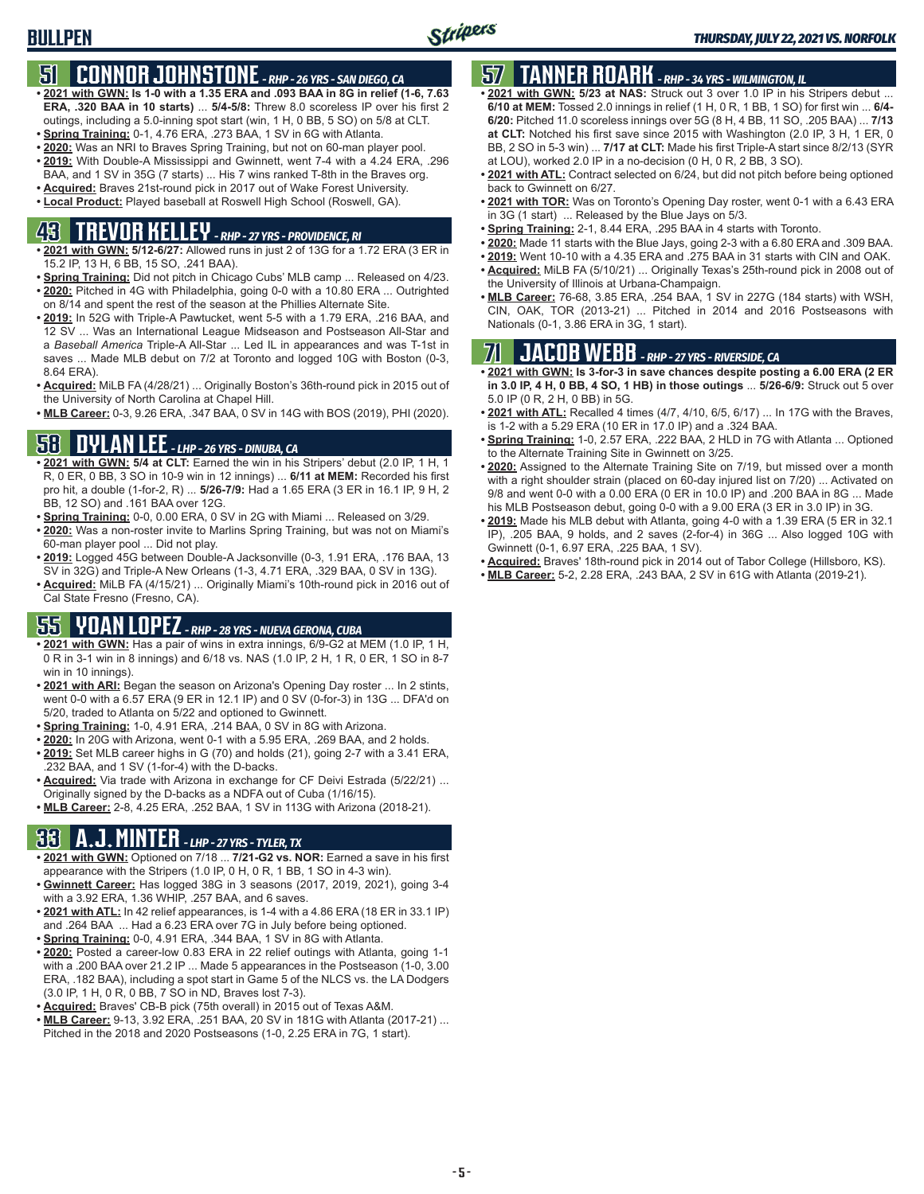# BULLPEN

## 51 CONNOR JOHNSTONE - RHP - 26 YRS - SAN DIEGO, CA

- **2021 with GWN: Is 1-0 with a 1.35 ERA and .093 BAA in 8G in relief (1-6, 7.63 ERA, .320 BAA in 10 starts)** ... **5/4-5/8:** Threw 8.0 scoreless IP over his first 2 outings, including a 5.0-inning spot start (win, 1 H, 0 BB, 5 SO) on 5/8 at CLT.
- **Spring Training:** 0-1, 4.76 ERA, .273 BAA, 1 SV in 6G with Atlanta.
- **2020:** Was an NRI to Braves Spring Training, but not on 60-man player pool.
- **2019:** With Double-A Mississippi and Gwinnett, went 7-4 with a 4.24 ERA, .296 BAA, and 1 SV in 35G (7 starts) ... His 7 wins ranked T-8th in the Braves org.
- **Acquired:** Braves 21st-round pick in 2017 out of Wake Forest University.
- **Local Product:** Played baseball at Roswell High School (Roswell, GA).

## 43 TREVOR KELLEY - RHP - 27 YRS - PROVIDENCE, RI

- **2021 with GWN: 5/12-6/27:** Allowed runs in just 2 of 13G for a 1.72 ERA (3 ER in 15.2 IP, 13 H, 6 BB, 15 SO, .241 BAA).
- **Spring Training:** Did not pitch in Chicago Cubs' MLB camp ... Released on 4/23.
- **2020:** Pitched in 4G with Philadelphia, going 0-0 with a 10.80 ERA ... Outrighted on 8/14 and spent the rest of the season at the Phillies Alternate Site.
- **2019:** In 52G with Triple-A Pawtucket, went 5-5 with a 1.79 ERA, .216 BAA, and 12 SV ... Was an International League Midseason and Postseason All-Star and a *Baseball America* Triple-A All-Star ... Led IL in appearances and was T-1st in saves ... Made MLB debut on 7/2 at Toronto and logged 10G with Boston (0-3, 8.64 ERA).
- **Acquired:** MiLB FA (4/28/21) ... Originally Boston's 36th-round pick in 2015 out of the University of North Carolina at Chapel Hill.
- **MLB Career:** 0-3, 9.26 ERA, .347 BAA, 0 SV in 14G with BOS (2019), PHI (2020).

## 58 DYLAN LEE - LHP - 26 YRS - DINUBA, CA

- **2021 with GWN: 5/4 at CLT:** Earned the win in his Stripers' debut (2.0 IP, 1 H, 1 R, 0 ER, 0 BB, 3 SO in 10-9 win in 12 innings) ... **6/11 at MEM:** Recorded his first pro hit, a double (1-for-2, R) ... **5/26-7/9:** Had a 1.65 ERA (3 ER in 16.1 IP, 9 H, 2 BB, 12 SO) and .161 BAA over 12G.
- **Spring Training:** 0-0, 0.00 ERA, 0 SV in 2G with Miami ... Released on 3/29.
- **2020:** Was a non-roster invite to Marlins Spring Training, but was not on Miami's 60-man player pool ... Did not play.
- **2019:** Logged 45G between Double-A Jacksonville (0-3, 1.91 ERA, .176 BAA, 13 SV in 32G) and Triple-A New Orleans (1-3, 4.71 ERA, .329 BAA, 0 SV in 13G).
- **Acquired:** MiLB FA (4/15/21) ... Originally Miami's 10th-round pick in 2016 out of Cal State Fresno (Fresno, CA).

## 55 YOAN LOPEZ - RHP - 28 YRS - NUEVA GERONA, CUBA

- **2021 with GWN:** Has a pair of wins in extra innings, 6/9-G2 at MEM (1.0 IP, 1 H, 0 R in 3-1 win in 8 innings) and 6/18 vs. NAS (1.0 IP, 2 H, 1 R, 0 ER, 1 SO in 8-7 win in 10 innings).
- **2021 with ARI:** Began the season on Arizona's Opening Day roster ... In 2 stints, went 0-0 with a 6.57 ERA (9 ER in 12.1 IP) and 0 SV (0-for-3) in 13G ... DFA'd on 5/20, traded to Atlanta on 5/22 and optioned to Gwinnett.
- **Spring Training:** 1-0, 4.91 ERA, .214 BAA, 0 SV in 8G with Arizona.
- **2020:** In 20G with Arizona, went 0-1 with a 5.95 ERA, .269 BAA, and 2 holds.
- **2019:** Set MLB career highs in G (70) and holds (21), going 2-7 with a 3.41 ERA, .232 BAA, and 1 SV (1-for-4) with the D-backs.
- **Acquired:** Via trade with Arizona in exchange for CF Deivi Estrada (5/22/21) ... Originally signed by the D-backs as a NDFA out of Cuba (1/16/15).
- **MLB Career:** 2-8, 4.25 ERA, .252 BAA, 1 SV in 113G with Arizona (2018-21).

## 33 A.J. MINTER - LHP - 27 YRS - TYLER, TX

- **2021 with GWN:** Optioned on 7/18 ... **7/21-G2 vs. NOR:** Earned a save in his first appearance with the Stripers (1.0 IP, 0 H, 0 R, 1 BB, 1 SO in 4-3 win).
- **Gwinnett Career:** Has logged 38G in 3 seasons (2017, 2019, 2021), going 3-4 with a 3.92 ERA, 1.36 WHIP, .257 BAA, and 6 saves.
- **2021 with ATL:** In 42 relief appearances, is 1-4 with a 4.86 ERA (18 ER in 33.1 IP) and .264 BAA ... Had a 6.23 ERA over 7G in July before being optioned.
- **Spring Training:** 0-0, 4.91 ERA, .344 BAA, 1 SV in 8G with Atlanta.
- **2020:** Posted a career-low 0.83 ERA in 22 relief outings with Atlanta, going 1-1 with a .200 BAA over 21.2 IP ... Made 5 appearances in the Postseason (1-0, 3.00 ERA, .182 BAA), including a spot start in Game 5 of the NLCS vs. the LA Dodgers (3.0 IP, 1 H, 0 R, 0 BB, 7 SO in ND, Braves lost 7-3).
- **Acquired:** Braves' CB-B pick (75th overall) in 2015 out of Texas A&M.
- **MLB Career:** 9-13, 3.92 ERA, .251 BAA, 20 SV in 181G with Atlanta (2017-21) ... Pitched in the 2018 and 2020 Postseasons (1-0, 2.25 ERA in 7G, 1 start).

## 57 TANNER ROARK - RHP - 34 YRS - WILMINGTON, IL

- **2021 with GWN: 5/23 at NAS:** Struck out 3 over 1.0 IP in his Stripers debut ... **6/10 at MEM:** Tossed 2.0 innings in relief (1 H, 0 R, 1 BB, 1 SO) for first win ... **6/4-6/20:** Pitched 11.0 scoreless innings over 5G (8 H, 4 BB, 11 SO, .205 BAA) ... **7/13 at CLT:** Notched his first save since 2015 with Washington (2.0 IP, 3 H, 1 ER, 0 BB, 2 SO in 5-3 win) ... **7/17 at CLT:** Made his first Triple-A start since 8/2/13 (SYR at LOU), worked 2.0 IP in a no-decision (0 H, 0 R, 2 BB, 3 SO).
- **2021 with ATL:** Contract selected on 6/24, but did not pitch before being optioned back to Gwinnett on 6/27.
- **2021 with TOR:** Was on Toronto's Opening Day roster, went 0-1 with a 6.43 ERA in 3G (1 start) ... Released by the Blue Jays on 5/3.
- **Spring Training:** 2-1, 8.44 ERA, .295 BAA in 4 starts with Toronto.
- **2020:** Made 11 starts with the Blue Jays, going 2-3 with a 6.80 ERA and .309 BAA.
- **2019:** Went 10-10 with a 4.35 ERA and .275 BAA in 31 starts with CIN and OAK.
- **Acquired:** MiLB FA (5/10/21) ... Originally Texas's 25th-round pick in 2008 out of the University of Illinois at Urbana-Champaign.
- **MLB Career:** 76-68, 3.85 ERA, .254 BAA, 1 SV in 227G (184 starts) with WSH, CIN, OAK, TOR (2013-21) ... Pitched in 2014 and 2016 Postseasons with Nationals (0-1, 3.86 ERA in 3G, 1 start).

## 71 JACOB WEBB - RHP - 27 YRS - RIVERSIDE, CA

- **2021 with GWN: Is 3-for-3 in save chances despite posting a 6.00 ERA (2 ER in 3.0 IP, 4 H, 0 BB, 4 SO, 1 HB) in those outings** ... **5/26-6/9:** Struck out 5 over 5.0 IP (0 R, 2 H, 0 BB) in 5G.
- **2021 with ATL:** Recalled 4 times (4/7, 4/10, 6/5, 6/17) ... In 17G with the Braves, is 1-2 with a 5.29 ERA (10 ER in 17.0 IP) and a .324 BAA.
- **Spring Training:** 1-0, 2.57 ERA, .222 BAA, 2 HLD in 7G with Atlanta ... Optioned to the Alternate Training Site in Gwinnett on 3/25.
- **2020:** Assigned to the Alternate Training Site on 7/19, but missed over a month with a right shoulder strain (placed on 60-day injured list on 7/20) ... Activated on 9/8 and went 0-0 with a 0.00 ERA (0 ER in 10.0 IP) and .200 BAA in 8G ... Made his MLB Postseason debut, going 0-0 with a 9.00 ERA (3 ER in 3.0 IP) in 3G.
- **2019:** Made his MLB debut with Atlanta, going 4-0 with a 1.39 ERA (5 ER in 32.1 IP), .205 BAA, 9 holds, and 2 saves (2-for-4) in 36G ... Also logged 10G with Gwinnett (0-1, 6.97 ERA, .225 BAA, 1 SV).
- **Acquired:** Braves' 18th-round pick in 2014 out of Tabor College (Hillsboro, KS).
- **MLB Career:** 5-2, 2.28 ERA, .243 BAA, 2 SV in 61G with Atlanta (2019-21).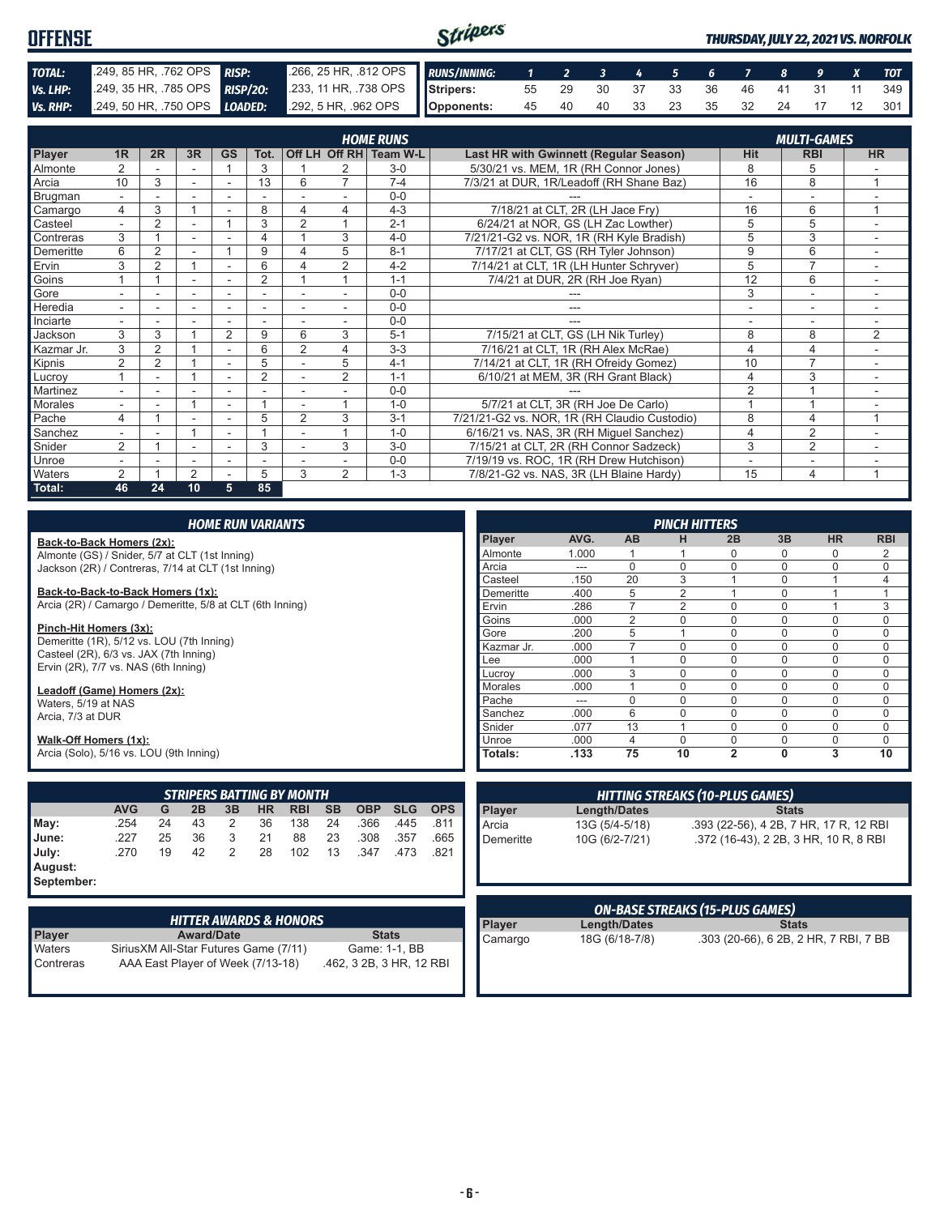# OFFENSE

*THURSDAY, JULY 22, 2021 VS. NORFOLK*

| | | | |
|---|---|---|---|
| **TOTAL:** | .249, 85 HR, .762 OPS | **RISP:** | .266, 25 HR, .812 OPS |
| **Vs. LHP:** | .249, 35 HR, .785 OPS | **RISP/2O:** | .233, 11 HR, .738 OPS |
| **Vs. RHP:** | .249, 50 HR, .750 OPS | **LOADED:** | .292, 5 HR, .962 OPS |

| RUNS/INNING: | 1 | 2 | 3 | 4 | 5 | 6 | 7 | 8 | 9 | X | TOT |
|---|---|---|---|---|---|---|---|---|---|---|---|
| Stripers: | 55 | 29 | 30 | 37 | 33 | 36 | 46 | 41 | 31 | 11 | 349 |
| Opponents: | 45 | 40 | 40 | 33 | 23 | 35 | 32 | 24 | 17 | 12 | 301 |

## HOME RUNS / MULTI-GAMES

| Player | 1R | 2R | 3R | GS | Tot. | Off LH | Off RH | Team W-L | Last HR with Gwinnett (Regular Season) | Hit | RBI | HR |
|---|---|---|---|---|---|---|---|---|---|---|---|---|
| Almonte | 2 | - | - | 1 | 3 | 1 | 2 | 3-0 | 5/30/21 vs. MEM, 1R (RH Connor Jones) | 8 | 5 | - |
| Arcia | 10 | 3 | - | - | 13 | 6 | 7 | 7-4 | 7/3/21 at DUR, 1R/Leadoff (RH Shane Baz) | 16 | 8 | 1 |
| Brugman | - | - | - | - | - | - | - | 0-0 | --- | - | - | - |
| Camargo | 4 | 3 | 1 | - | 8 | 4 | 4 | 4-3 | 7/18/21 at CLT, 2R (LH Jace Fry) | 16 | 6 | 1 |
| Casteel | - | 2 | - | 1 | 3 | 2 | 1 | 2-1 | 6/24/21 at NOR, GS (LH Zac Lowther) | 5 | 5 | - |
| Contreras | 3 | 1 | - | - | 4 | 1 | 3 | 4-0 | 7/21/21-G2 vs. NOR, 1R (RH Kyle Bradish) | 5 | 3 | - |
| Demeritte | 6 | 2 | - | 1 | 9 | 4 | 5 | 8-1 | 7/17/21 at CLT, GS (RH Tyler Johnson) | 9 | 6 | - |
| Ervin | 3 | 2 | 1 | - | 6 | 4 | 2 | 4-2 | 7/14/21 at CLT, 1R (LH Hunter Schryver) | 5 | 7 | - |
| Goins | 1 | 1 | - | - | 2 | 1 | 1 | 1-1 | 7/4/21 at DUR, 2R (RH Joe Ryan) | 12 | 6 | - |
| Gore | - | - | - | - | - | - | - | 0-0 | --- | 3 | - | - |
| Heredia | - | - | - | - | - | - | - | 0-0 | --- | - | - | - |
| Inciarte | - | - | - | - | - | - | - | 0-0 | --- | - | - | - |
| Jackson | 3 | 3 | 1 | 2 | 9 | 6 | 3 | 5-1 | 7/15/21 at CLT, GS (LH Nik Turley) | 8 | 8 | 2 |
| Kazmar Jr. | 3 | 2 | 1 | - | 6 | 2 | 4 | 3-3 | 7/16/21 at CLT, 1R (RH Alex McRae) | 4 | 4 | - |
| Kipnis | 2 | 2 | 1 | - | 5 | - | 5 | 4-1 | 7/14/21 at CLT, 1R (RH Ofreidy Gomez) | 10 | 7 | - |
| Lucroy | 1 | - | 1 | - | 2 | - | 2 | 1-1 | 6/10/21 at MEM, 3R (RH Grant Black) | 4 | 3 | - |
| Martinez | - | - | - | - | - | - | - | 0-0 | --- | 2 | 1 | - |
| Morales | - | - | 1 | - | 1 | - | 1 | 1-0 | 5/7/21 at CLT, 3R (RH Joe De Carlo) | 1 | 1 | - |
| Pache | 4 | 1 | - | - | 5 | 2 | 3 | 3-1 | 7/21/21-G2 vs. NOR, 1R (RH Claudio Custodio) | 8 | 4 | 1 |
| Sanchez | - | - | 1 | - | 1 | - | 1 | 1-0 | 6/16/21 vs. NAS, 3R (RH Miguel Sanchez) | 4 | 2 | - |
| Snider | 2 | 1 | - | - | 3 | - | 3 | 3-0 | 7/15/21 at CLT, 2R (RH Connor Sadzeck) | 3 | 2 | - |
| Unroe | - | - | - | - | - | - | - | 0-0 | 7/19/19 vs. ROC, 1R (RH Drew Hutchison) | - | - | - |
| Waters | 2 | 1 | 2 | - | 5 | 3 | 2 | 1-3 | 7/8/21-G2 vs. NAS, 3R (LH Blaine Hardy) | 15 | 4 | 1 |
| **Total:** | **46** | **24** | **10** | **5** | **85** | | | | | | | |

## HOME RUN VARIANTS

**Back-to-Back Homers (2x):**
Almonte (GS) / Snider, 5/7 at CLT (1st Inning)
Jackson (2R) / Contreras, 7/14 at CLT (1st Inning)

**Back-to-Back-to-Back Homers (1x):**
Arcia (2R) / Camargo / Demeritte, 5/8 at CLT (6th Inning)

**Pinch-Hit Homers (3x):**
Demeritte (1R), 5/12 vs. LOU (7th Inning)
Casteel (2R), 6/3 vs. JAX (7th Inning)
Ervin (2R), 7/7 vs. NAS (6th Inning)

**Leadoff (Game) Homers (2x):**
Waters, 5/19 at NAS
Arcia, 7/3 at DUR

**Walk-Off Homers (1x):**
Arcia (Solo), 5/16 vs. LOU (9th Inning)

## PINCH HITTERS

| Player | AVG. | AB | H | 2B | 3B | HR | RBI |
|---|---|---|---|---|---|---|---|
| Almonte | 1.000 | 1 | 1 | 0 | 0 | 0 | 2 |
| Arcia | --- | 0 | 0 | 0 | 0 | 0 | 0 |
| Casteel | .150 | 20 | 3 | 1 | 0 | 1 | 4 |
| Demeritte | .400 | 5 | 2 | 1 | 0 | 1 | 1 |
| Ervin | .286 | 7 | 2 | 0 | 0 | 1 | 3 |
| Goins | .000 | 2 | 0 | 0 | 0 | 0 | 0 |
| Gore | .200 | 5 | 1 | 0 | 0 | 0 | 0 |
| Kazmar Jr. | .000 | 7 | 0 | 0 | 0 | 0 | 0 |
| Lee | .000 | 1 | 0 | 0 | 0 | 0 | 0 |
| Lucroy | .000 | 3 | 0 | 0 | 0 | 0 | 0 |
| Morales | .000 | 1 | 0 | 0 | 0 | 0 | 0 |
| Pache | --- | 0 | 0 | 0 | 0 | 0 | 0 |
| Sanchez | .000 | 6 | 0 | 0 | 0 | 0 | 0 |
| Snider | .077 | 13 | 1 | 0 | 0 | 0 | 0 |
| Unroe | .000 | 4 | 0 | 0 | 0 | 0 | 0 |
| **Totals:** | **.133** | **75** | **10** | **2** | **0** | **3** | **10** |

## STRIPERS BATTING BY MONTH

| | AVG | G | 2B | 3B | HR | RBI | SB | OBP | SLG | OPS |
|---|---|---|---|---|---|---|---|---|---|---|
| May: | .254 | 24 | 43 | 2 | 36 | 138 | 24 | .366 | .445 | .811 |
| June: | .227 | 25 | 36 | 3 | 21 | 88 | 23 | .308 | .357 | .665 |
| July: | .270 | 19 | 42 | 2 | 28 | 102 | 13 | .347 | .473 | .821 |
| August: | | | | | | | | | | |
| September: | | | | | | | | | | |

## HITTING STREAKS (10-PLUS GAMES)

| Player | Length/Dates | Stats |
|---|---|---|
| Arcia | 13G (5/4-5/18) | .393 (22-56), 4 2B, 7 HR, 17 R, 12 RBI |
| Demeritte | 10G (6/2-7/21) | .372 (16-43), 2 2B, 3 HR, 10 R, 8 RBI |

## HITTER AWARDS & HONORS

| Player | Award/Date | Stats |
|---|---|---|
| Waters | SiriusXM All-Star Futures Game (7/11) | Game: 1-1, BB |
| Contreras | AAA East Player of Week (7/13-18) | .462, 3 2B, 3 HR, 12 RBI |

## ON-BASE STREAKS (15-PLUS GAMES)

| Player | Length/Dates | Stats |
|---|---|---|
| Camargo | 18G (6/18-7/8) | .303 (20-66), 6 2B, 2 HR, 7 RBI, 7 BB |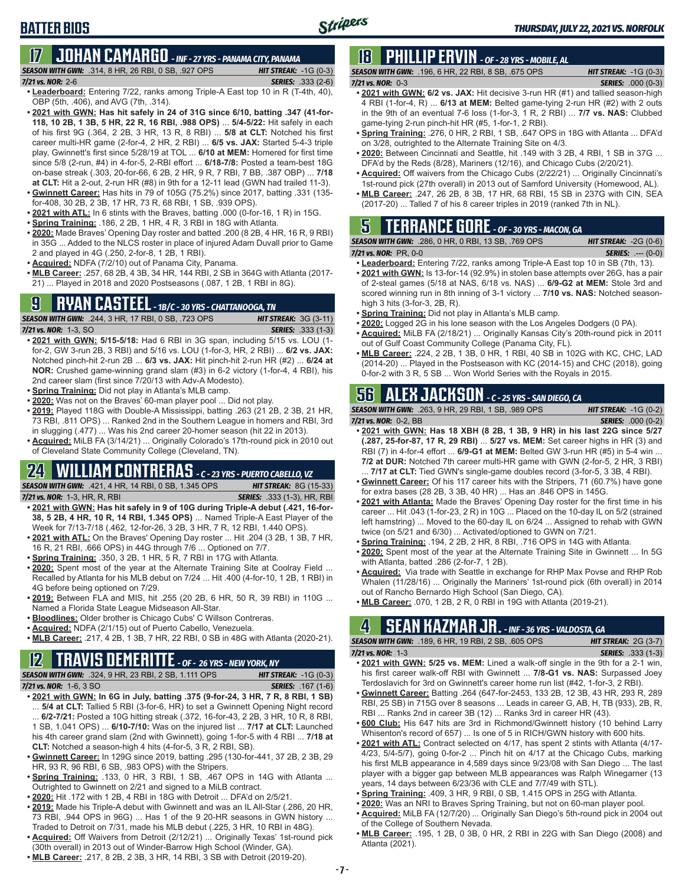# BATTER BIOS

THURSDAY, JULY 22, 2021 VS. NORFOLK

## 17 JOHAN CAMARGO - INF - 27 YRS - PANAMA CITY, PANAMA

**SEASON WITH GWN:** .314, 8 HR, 26 RBI, 0 SB, .927 OPS — **HIT STREAK:** -1G (0-3)
**7/21 vs. NOR:** 2-6 — **SERIES:** .333 (2-6)

- **Leaderboard:** Entering 7/22, ranks among Triple-A East top 10 in R (T-4th, 40), OBP (5th, .406), and AVG (7th, .314).
- **2021 with GWN: Has hit safely in 24 of 31G since 6/10, batting .347 (41-for-118, 10 2B, 1 3B, 5 HR, 22 R, 16 RBI, .988 OPS)** ... **5/4-5/22:** Hit safely in each of his first 9G (.364, 2 2B, 3 HR, 13 R, 8 RBI) ... **5/8 at CLT:** Notched his first career multi-HR game (2-for-4, 2 HR, 2 RBI) ... **6/5 vs. JAX:** Started 5-4-3 triple play, Gwinnett's first since 5/28/19 at TOL ... **6/10 at MEM:** Homered for first time since 5/8 (2-run, #4) in 4-for-5, 2-RBI effort ... **6/18-7/8:** Posted a team-best 18G on-base streak (.303, 20-for-66, 6 2B, 2 HR, 9 R, 7 RBI, 7 BB, .387 OBP) ... **7/18 at CLT:** Hit a 2-out, 2-run HR (#8) in 9th for a 12-11 lead (GWN had trailed 11-3).
- **Gwinnett Career:** Has hits in 79 of 105G (75.2%) since 2017, batting .331 (135-for-408, 30 2B, 2 3B, 17 HR, 73 R, 68 RBI, 1 SB, .939 OPS).
- **2021 with ATL:** In 6 stints with the Braves, batting .000 (0-for-16, 1 R) in 15G.
- **Spring Training:** .186, 2 2B, 1 HR, 4 R, 3 RBI in 18G with Atlanta.
- **2020:** Made Braves' Opening Day roster and batted .200 (8 2B, 4 HR, 16 R, 9 RBI) in 35G ... Added to the NLCS roster in place of injured Adam Duvall prior to Game 2 and played in 4G (.250, 2-for-8, 1 2B, 1 RBI).
- **Acquired:** NDFA (7/2/10) out of Panama City, Panama.
- **MLB Career:** .257, 68 2B, 4 3B, 34 HR, 144 RBI, 2 SB in 364G with Atlanta (2017-21) ... Played in 2018 and 2020 Postseasons (.087, 1 2B, 1 RBI in 8G).

## 9 RYAN CASTEEL - 1B/C - 30 YRS - CHATTANOOGA, TN

**SEASON WITH GWN:** .244, 3 HR, 17 RBI, 0 SB, .723 OPS — **HIT STREAK:** 3G (3-11)
**7/21 vs. NOR:** 1-3, SO — **SERIES:** .333 (1-3)

- **2021 with GWN: 5/15-5/18:** Had 6 RBI in 3G span, including 5/15 vs. LOU (1-for-2, GW 3-run 2B, 3 RBI) and 5/16 vs. LOU (1-for-3, HR, 2 RBI) ... **6/2 vs. JAX:** Notched pinch-hit 2-run 2B ... **6/3 vs. JAX:** Hit pinch-hit 2-run HR (#2) ... **6/24 at NOR:** Crushed game-winning grand slam (#3) in 6-2 victory (1-for-4, 4 RBI), his 2nd career slam (first since 7/20/13 with Adv-A Modesto).
- **Spring Training:** Did not play in Atlanta's MLB camp.
- **2020:** Was not on the Braves' 60-man player pool ... Did not play.
- **2019:** Played 118G with Double-A Mississippi, batting .263 (21 2B, 2 3B, 21 HR, 73 RBI, .811 OPS) ... Ranked 2nd in the Southern League in homers and RBI, 3rd in slugging (.477) ... Was his 2nd career 20-homer season (hit 22 in 2013).
- **Acquired:** MiLB FA (3/14/21) ... Originally Colorado's 17th-round pick in 2010 out of Cleveland State Community College (Cleveland, TN).

## 24 WILLIAM CONTRERAS - C - 23 YRS - PUERTO CABELLO, VZ

**SEASON WITH GWN:** .421, 4 HR, 14 RBI, 0 SB, 1.345 OPS — **HIT STREAK:** 8G (15-33)
**7/21 vs. NOR:** 1-3, HR, R, RBI — **SERIES:** .333 (1-3), HR, RBI

- **2021 with GWN: Has hit safely in 9 of 10G during Triple-A debut (.421, 16-for-38, 5 2B, 4 HR, 10 R, 14 RBI, 1.345 OPS)** ... Named Triple-A East Player of the Week for 7/13-7/18 (.462, 12-for-26, 3 2B, 3 HR, 7 R, 12 RBI, 1.440 OPS).
- **2021 with ATL:** On the Braves' Opening Day roster ... Hit .204 (3 2B, 1 3B, 7 HR, 16 R, 21 RBI, .666 OPS) in 44G through 7/6 ... Optioned on 7/7.
- **Spring Training:** .350, 3 2B, 1 HR, 5 R, 7 RBI in 17G with Atlanta.
- **2020:** Spent most of the year at the Alternate Training Site at Coolray Field ... Recalled by Atlanta for his MLB debut on 7/24 ... Hit .400 (4-for-10, 1 2B, 1 RBI) in 4G before being optioned on 7/29.
- **2019:** Between FLA and MIS, hit .255 (20 2B, 6 HR, 50 R, 39 RBI) in 110G ... Named a Florida State League Midseason All-Star.
- **Bloodlines:** Older brother is Chicago Cubs' C Willson Contreras.
- **Acquired:** NDFA (2/1/15) out of Puerto Cabello, Venezuela.
- **MLB Career:** .217, 4 2B, 1 3B, 7 HR, 22 RBI, 0 SB in 48G with Atlanta (2020-21).

## 12 TRAVIS DEMERITTE - OF - 26 YRS - NEW YORK, NY

**SEASON WITH GWN:** .324, 9 HR, 23 RBI, 2 SB, 1.111 OPS — **HIT STREAK:** -1G (0-3)
**7/21 vs. NOR:** 1-6, 3 SO — **SERIES:** .167 (1-6)

- **2021 with GWN: In 6G in July, batting .375 (9-for-24, 3 HR, 7 R, 8 RBI, 1 SB)** ... **5/4 at CLT:** Tallied 5 RBI (3-for-6, HR) to set a Gwinnett Opening Night record ... **6/2-7/21:** Posted a 10G hitting streak (.372, 16-for-43, 2 2B, 3 HR, 10 R, 8 RBI, 1 SB, 1.041 OPS) ... **6/10-7/10:** Was on the injured list ... **7/17 at CLT:** Launched his 4th career grand slam (2nd with Gwinnett), going 1-for-5 with 4 RBI ... **7/18 at CLT:** Notched a season-high 4 hits (4-for-5, 3 R, 2 RBI, SB).
- **Gwinnett Career:** In 129G since 2019, batting .295 (130-for-441, 37 2B, 2 3B, 29 HR, 93 R, 96 RBI, 6 SB, .983 OPS) with the Stripers.
- **Spring Training:** .133, 0 HR, 3 RBI, 1 SB, .467 OPS in 14G with Atlanta ... Outrighted to Gwinnett on 2/21 and signed to a MiLB contract.
- **2020:** Hit .172 with 1 2B, 4 RBI in 18G with Detroit ... DFA'd on 2/5/21.
- **2019:** Made his Triple-A debut with Gwinnett and was an IL All-Star (.286, 20 HR, 73 RBI, .944 OPS in 96G) ... Has 1 of the 9 20-HR seasons in GWN history ... Traded to Detroit on 7/31, made his MLB debut (.225, 3 HR, 10 RBI in 48G).
- **Acquired:** Off Waivers from Detroit (2/12/21) ... Originally Texas' 1st-round pick (30th overall) in 2013 out of Winder-Barrow High School (Winder, GA).
- **MLB Career:** .217, 8 2B, 2 3B, 3 HR, 14 RBI, 3 SB with Detroit (2019-20).

## 18 PHILLIP ERVIN - OF - 28 YRS - MOBILE, AL

**SEASON WITH GWN:** .196, 6 HR, 22 RBI, 8 SB, .675 OPS — **HIT STREAK:** -1G (0-3)
**7/21 vs. NOR:** 0-3 — **SERIES:** .000 (0-3)

- **2021 with GWN: 6/2 vs. JAX:** Hit decisive 3-run HR (#1) and tallied season-high 4 RBI (1-for-4, R) ... **6/13 at MEM:** Belted game-tying 2-run HR (#2) with 2 outs in the 9th of an eventual 7-6 loss (1-for-3, 1 R, 2 RBI) ... **7/7 vs. NAS:** Clubbed game-tying 2-run pinch-hit HR (#5, 1-for-1, 2 RBI).
- **Spring Training:** .276, 0 HR, 2 RBI, 1 SB, .647 OPS in 18G with Atlanta ... DFA'd on 3/28, outrighted to the Alternate Training Site on 4/3.
- **2020:** Between Cincinnati and Seattle, hit .149 with 3 2B, 4 RBI, 1 SB in 37G ... DFA'd by the Reds (8/28), Mariners (12/16), and Chicago Cubs (2/20/21).
- **Acquired:** Off waivers from the Chicago Cubs (2/22/21) ... Originally Cincinnati's 1st-round pick (27th overall) in 2013 out of Samford University (Homewood, AL).
- **MLB Career:** .247, 26 2B, 8 3B, 17 HR, 68 RBI, 15 SB in 237G with CIN, SEA (2017-20) ... Talled 7 of his 8 career triples in 2019 (ranked 7th in NL).

## 5 TERRANCE GORE - OF - 30 YRS - MACON, GA

**SEASON WITH GWN:** .286, 0 HR, 0 RBI, 13 SB, .769 OPS — **HIT STREAK:** -2G (0-6)
**7/21 vs. NOR:** PR, 0-0 — **SERIES:** .--- (0-0)

- **Leaderboard:** Entering 7/22, ranks among Triple-A East top 10 in SB (7th, 13).
- **2021 with GWN:** Is 13-for-14 (92.9%) in stolen base attempts over 26G, has a pair of 2-steal games (5/18 at NAS, 6/18 vs. NAS) ... **6/9-G2 at MEM:** Stole 3rd and scored winning run in 8th inning of 3-1 victory ... **7/10 vs. NAS:** Notched season-high 3 hits (3-for-3, 2B, R).
- **Spring Training:** Did not play in Atlanta's MLB camp.
- **2020:** Logged 2G in his lone season with the Los Angeles Dodgers (0 PA).
- **Acquired:** MiLB FA (2/18/21) ... Originally Kansas City's 20th-round pick in 2011 out of Gulf Coast Community College (Panama City, FL).
- **MLB Career:** .224, 2 2B, 1 3B, 0 HR, 1 RBI, 40 SB in 102G with KC, CHC, LAD (2014-20) ... Played in the Postseason with KC (2014-15) and CHC (2018), going 0-for-2 with 3 R, 5 SB ... Won World Series with the Royals in 2015.

## 56 ALEX JACKSON - C - 25 YRS - SAN DIEGO, CA

**SEASON WITH GWN:** .263, 9 HR, 29 RBI, 1 SB, .989 OPS — **HIT STREAK:** -1G (0-2)
**7/21 vs. NOR:** 0-2, BB — **SERIES:** .000 (0-2)

- **2021 with GWN: Has 18 XBH (8 2B, 1 3B, 9 HR) in his last 22G since 5/27 (.287, 25-for-87, 17 R, 29 RBI)** ... **5/27 vs. MEM:** Set career highs in HR (3) and RBI (7) in 4-for-4 effort ... **6/9-G1 at MEM:** Belted GW 3-run HR (#5) in 5-4 win ... **7/2 at DUR:** Notched 7th career multi-HR game with GWN (2-for-5, 2 HR, 3 RBI) ... **7/17 at CLT:** Tied GWN's single-game doubles record (3-for-5, 3 3B, 4 RBI).
- **Gwinnett Career:** Of his 117 career hits with the Stripers, 71 (60.7%) have gone for extra bases (28 2B, 3 3B, 40 HR) ... Has an .846 OPS in 145G.
- **2021 with Atlanta:** Made the Braves' Opening Day roster for the first time in his career ... Hit .043 (1-for-23, 2 R) in 10G ... Placed on the 10-day IL on 5/2 (strained left hamstring) ... Moved to the 60-day IL on 6/24 ... Assigned to rehab with GWN twice (on 5/21 and 6/30) ... Activated/optioned to GWN on 7/21.
- **Spring Training:** .194, 2 2B, 2 HR, 8 RBI, .716 OPS in 14G with Atlanta.
- **2020:** Spent most of the year at the Alternate Training Site in Gwinnett ... In 5G with Atlanta, batted .286 (2-for-7, 1 2B).
- **Acquired:** Via trade with Seattle in exchange for RHP Max Povse and RHP Rob Whalen (11/28/16) ... Originally the Mariners' 1st-round pick (6th overall) in 2014 out of Rancho Bernardo High School (San Diego, CA).
- **MLB Career:** .070, 1 2B, 2 R, 0 RBI in 19G with Atlanta (2019-21).

## 4 SEAN KAZMAR JR. - INF - 36 YRS - VALDOSTA, GA

**SEASON WITH GWN:** .189, 6 HR, 19 RBI, 2 SB, .605 OPS — **HIT STREAK:** 2G (3-7)
**7/21 vs. NOR:** 1-3 — **SERIES:** .333 (1-3)

- **2021 with GWN: 5/25 vs. MEM:** Lined a walk-off single in the 9th for a 2-1 win, his first career walk-off RBI with Gwinnett ... **7/8-G1 vs. NAS:** Surpassed Joey Terdoslavich for 3rd on Gwinnett's career home run list (#42, 1-for-3, 2 RBI).
- **Gwinnett Career:** Batting .264 (647-for-2453, 133 2B, 12 3B, 43 HR, 293 R, 289 RBI, 25 SB) in 715G over 8 seasons ... Leads in career G, AB, H, TB (933), 2B, R, RBI ... Ranks 2nd in career 3B (12) ... Ranks 3rd in career HR (43).
- **600 Club:** His 647 hits are 3rd in Richmond/Gwinnett history (10 behind Larry Whisenton's record of 657) ... Is one of 5 in RICH/GWN history with 600 hits.
- **2021 with ATL:** Contract selected on 4/17, has spent 2 stints with Atlanta (4/17-4/23, 5/4-5/7), going 0-for-2 ... Pinch hit on 4/17 at the Chicago Cubs, marking his first MLB appearance in 4,589 days since 9/23/08 with San Diego ... The last player with a bigger gap between MLB appearances was Ralph Winegarner (13 years, 14 days between 6/23/36 with CLE and 7/7/49 with STL).
- **Spring Training:** .409, 3 HR, 9 RBI, 0 SB, 1.415 OPS in 25G with Atlanta.
- **2020:** Was an NRI to Braves Spring Training, but not on 60-man player pool.
- **Acquired:** MiLB FA (12/7/20) ... Originally San Diego's 5th-round pick in 2004 out of the College of Southern Nevada.
- **MLB Career:** .195, 1 2B, 0 3B, 0 HR, 2 RBI in 22G with San Diego (2008) and Atlanta (2021).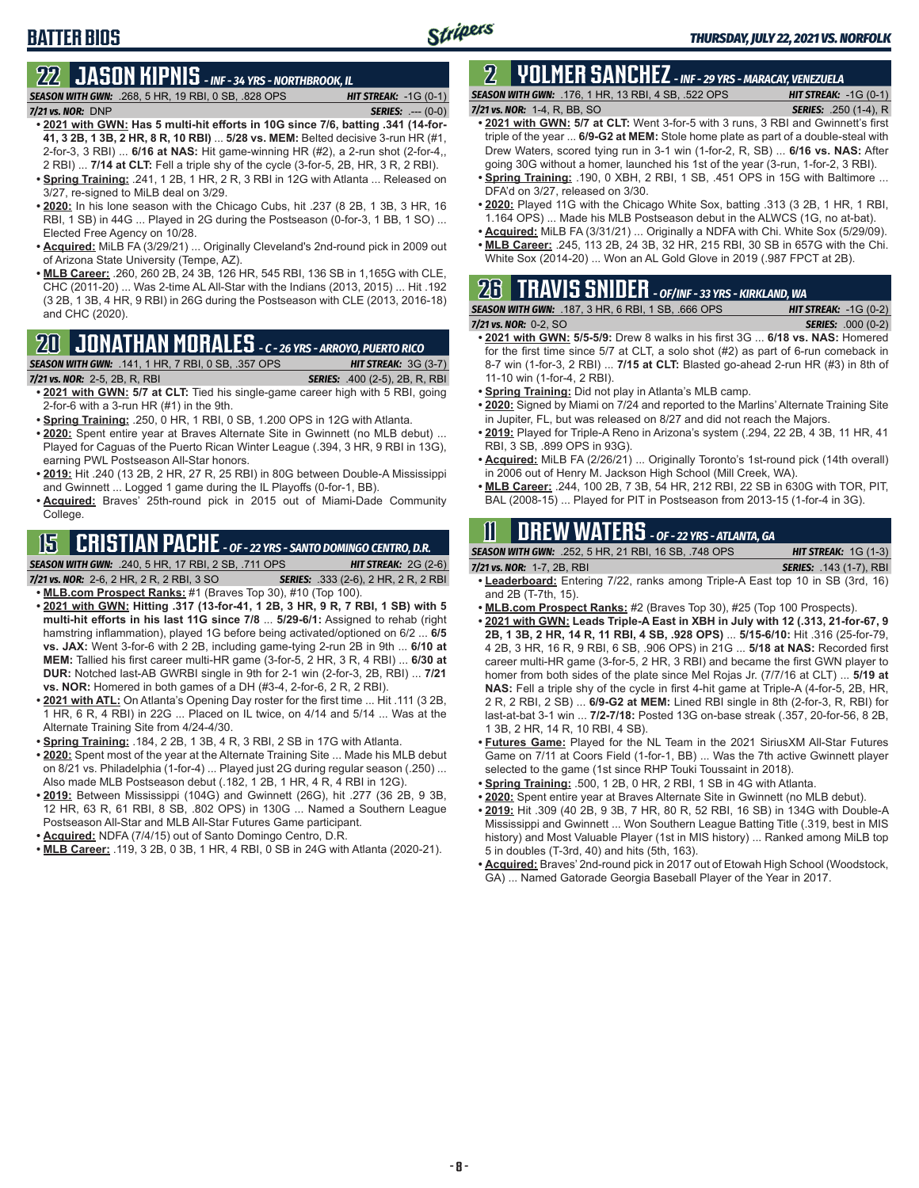## BATTER BIOS

### 22 JASON KIPNIS - INF - 34 YRS - NORTHBROOK, IL

**SEASON WITH GWN:** .268, 5 HR, 19 RBI, 0 SB, .828 OPS **HIT STREAK:** -1G (0-1)
**7/21 vs. NOR:** DNP **SERIES:** .--- (0-0)

- **2021 with GWN: Has 5 multi-hit efforts in 10G since 7/6, batting .341 (14-for-41, 3 2B, 1 3B, 2 HR, 8 R, 10 RBI)** ... **5/28 vs. MEM:** Belted decisive 3-run HR (#1, 2-for-3, 3 RBI) ... **6/16 at NAS:** Hit game-winning HR (#2), a 2-run shot (2-for-4,, 2 RBI) ... **7/14 at CLT:** Fell a triple shy of the cycle (3-for-5, 2B, HR, 3 R, 2 RBI).
- **Spring Training:** .241, 1 2B, 1 HR, 2 R, 3 RBI in 12G with Atlanta ... Released on 3/27, re-signed to MiLB deal on 3/29.
- **2020:** In his lone season with the Chicago Cubs, hit .237 (8 2B, 1 3B, 3 HR, 16 RBI, 1 SB) in 44G ... Played in 2G during the Postseason (0-for-3, 1 BB, 1 SO) ... Elected Free Agency on 10/28.
- **Acquired:** MiLB FA (3/29/21) ... Originally Cleveland's 2nd-round pick in 2009 out of Arizona State University (Tempe, AZ).
- **MLB Career:** .260, 260 2B, 24 3B, 126 HR, 545 RBI, 136 SB in 1,165G with CLE, CHC (2011-20) ... Was 2-time AL All-Star with the Indians (2013, 2015) ... Hit .192 (3 2B, 1 3B, 4 HR, 9 RBI) in 26G during the Postseason with CLE (2013, 2016-18) and CHC (2020).

### 20 JONATHAN MORALES - C - 26 YRS - ARROYO, PUERTO RICO

**SEASON WITH GWN:** .141, 1 HR, 7 RBI, 0 SB, .357 OPS **HIT STREAK:** 3G (3-7)
**7/21 vs. NOR:** 2-5, 2B, R, RBI **SERIES:** .400 (2-5), 2B, R, RBI

- **2021 with GWN: 5/7 at CLT:** Tied his single-game career high with 5 RBI, going 2-for-6 with a 3-run HR (#1) in the 9th.
- **Spring Training:** .250, 0 HR, 1 RBI, 0 SB, 1.200 OPS in 12G with Atlanta.
- **2020:** Spent entire year at Braves Alternate Site in Gwinnett (no MLB debut) ... Played for Caguas of the Puerto Rican Winter League (.394, 3 HR, 9 RBI in 13G), earning PWL Postseason All-Star honors.
- **2019:** Hit .240 (13 2B, 2 HR, 27 R, 25 RBI) in 80G between Double-A Mississippi and Gwinnett ... Logged 1 game during the IL Playoffs (0-for-1, BB).
- **Acquired:** Braves' 25th-round pick in 2015 out of Miami-Dade Community College.

### 15 CRISTIAN PACHE - OF - 22 YRS - SANTO DOMINGO CENTRO, D.R.

**SEASON WITH GWN:** .240, 5 HR, 17 RBI, 2 SB, .711 OPS **HIT STREAK:** 2G (2-6)
**7/21 vs. NOR:** 2-6, 2 HR, 2 R, 2 RBI, 3 SO **SERIES:** .333 (2-6), 2 HR, 2 R, 2 RBI

- **MLB.com Prospect Ranks:** #1 (Braves Top 30), #10 (Top 100).
- **2021 with GWN: Hitting .317 (13-for-41, 1 2B, 3 HR, 9 R, 7 RBI, 1 SB) with 5 multi-hit efforts in his last 11G since 7/8** ... **5/29-6/1:** Assigned to rehab (right hamstring inflammation), played 1G before being activated/optioned on 6/2 ... **6/5 vs. JAX:** Went 3-for-6 with 2 2B, including game-tying 2-run 2B in 9th ... **6/10 at MEM:** Tallied his first career multi-HR game (3-for-5, 2 HR, 3 R, 4 RBI) ... **6/30 at DUR:** Notched last-AB GWRBI single in 9th for 2-1 win (2-for-3, 2B, RBI) ... **7/21 vs. NOR:** Homered in both games of a DH (#3-4, 2-for-6, 2 R, 2 RBI).
- **2021 with ATL:** On Atlanta's Opening Day roster for the first time ... Hit .111 (3 2B, 1 HR, 6 R, 4 RBI) in 22G ... Placed on IL twice, on 4/14 and 5/14 ... Was at the Alternate Training Site from 4/24-4/30.
- **Spring Training:** .184, 2 2B, 1 3B, 4 R, 3 RBI, 2 SB in 17G with Atlanta.
- **2020:** Spent most of the year at the Alternate Training Site ... Made his MLB debut on 8/21 vs. Philadelphia (1-for-4) ... Played just 2G during regular season (.250) ... Also made MLB Postseason debut (.182, 1 2B, 1 HR, 4 R, 4 RBI in 12G).
- **2019:** Between Mississippi (104G) and Gwinnett (26G), hit .277 (36 2B, 9 3B, 12 HR, 63 R, 61 RBI, 8 SB, .802 OPS) in 130G ... Named a Southern League Postseason All-Star and MLB All-Star Futures Game participant.
- **Acquired:** NDFA (7/4/15) out of Santo Domingo Centro, D.R.
- **MLB Career:** .119, 3 2B, 0 3B, 1 HR, 4 RBI, 0 SB in 24G with Atlanta (2020-21).

### 2 YOLMER SANCHEZ - INF - 29 YRS - MARACAY, VENEZUELA

**SEASON WITH GWN:** .176, 1 HR, 13 RBI, 4 SB, .522 OPS **HIT STREAK:** -1G (0-1)
**7/21 vs. NOR:** 1-4, R, BB, SO **SERIES:** .250 (1-4), R

- **2021 with GWN: 5/7 at CLT:** Went 3-for-5 with 3 runs, 3 RBI and Gwinnett's first triple of the year ... **6/9-G2 at MEM:** Stole home plate as part of a double-steal with Drew Waters, scored tying run in 3-1 win (1-for-2, R, SB) ... **6/16 vs. NAS:** After going 30G without a homer, launched his 1st of the year (3-run, 1-for-2, 3 RBI).
- **Spring Training:** .190, 0 XBH, 2 RBI, 1 SB, .451 OPS in 15G with Baltimore ... DFA'd on 3/27, released on 3/30.
- **2020:** Played 11G with the Chicago White Sox, batting .313 (3 2B, 1 HR, 1 RBI, 1.164 OPS) ... Made his MLB Postseason debut in the ALWCS (1G, no at-bat).
- **Acquired:** MiLB FA (3/31/21) ... Originally a NDFA with Chi. White Sox (5/29/09).
- **MLB Career:** .245, 113 2B, 24 3B, 32 HR, 215 RBI, 30 SB in 657G with the Chi. White Sox (2014-20) ... Won an AL Gold Glove in 2019 (.987 FPCT at 2B).

### 26 TRAVIS SNIDER - OF/INF - 33 YRS - KIRKLAND, WA

**SEASON WITH GWN:** .187, 3 HR, 6 RBI, 1 SB, .666 OPS **HIT STREAK:** -1G (0-2)
**7/21 vs. NOR:** 0-2, SO **SERIES:** .000 (0-2)

- **2021 with GWN: 5/5-5/9:** Drew 8 walks in his first 3G ... **6/18 vs. NAS:** Homered for the first time since 5/7 at CLT, a solo shot (#2) as part of 6-run comeback in 8-7 win (1-for-3, 2 RBI) ... **7/15 at CLT:** Blasted go-ahead 2-run HR (#3) in 8th of 11-10 win (1-for-4, 2 RBI).
- **Spring Training:** Did not play in Atlanta's MLB camp.
- **2020:** Signed by Miami on 7/24 and reported to the Marlins' Alternate Training Site in Jupiter, FL, but was released on 8/27 and did not reach the Majors.
- **2019:** Played for Triple-A Reno in Arizona's system (.294, 22 2B, 4 3B, 11 HR, 41 RBI, 3 SB, .899 OPS in 93G).
- **Acquired:** MiLB FA (2/26/21) ... Originally Toronto's 1st-round pick (14th overall) in 2006 out of Henry M. Jackson High School (Mill Creek, WA).
- **MLB Career:** .244, 100 2B, 7 3B, 54 HR, 212 RBI, 22 SB in 630G with TOR, PIT, BAL (2008-15) ... Played for PIT in Postseason from 2013-15 (1-for-4 in 3G).

### 11 DREW WATERS - OF - 22 YRS - ATLANTA, GA

**SEASON WITH GWN:** .252, 5 HR, 21 RBI, 16 SB, .748 OPS **HIT STREAK:** 1G (1-3)
**7/21 vs. NOR:** 1-7, 2B, RBI **SERIES:** .143 (1-7), RBI

- **Leaderboard:** Entering 7/22, ranks among Triple-A East top 10 in SB (3rd, 16) and 2B (T-7th, 15).
- **MLB.com Prospect Ranks:** #2 (Braves Top 30), #25 (Top 100 Prospects).
- **2021 with GWN: Leads Triple-A East in XBH in July with 12 (.313, 21-for-67, 9 2B, 1 3B, 2 HR, 14 R, 11 RBI, 4 SB, .928 OPS)** ... **5/15-6/10:** Hit .316 (25-for-79, 4 2B, 3 HR, 16 R, 9 RBI, 6 SB, .906 OPS) in 21G ... **5/18 at NAS:** Recorded first career multi-HR game (3-for-5, 2 HR, 3 RBI) and became the first GWN player to homer from both sides of the plate since Mel Rojas Jr. (7/7/16 at CLT) ... **5/19 at NAS:** Fell a triple shy of the cycle in first 4-hit game at Triple-A (4-for-5, 2B, HR, 2 R, 2 RBI, 2 SB) ... **6/9-G2 at MEM:** Lined RBI single in 8th (2-for-3, R, RBI) for last-at-bat 3-1 win ... **7/2-7/18:** Posted 13G on-base streak (.357, 20-for-56, 8 2B, 1 3B, 2 HR, 14 R, 10 RBI, 4 SB).
- **Futures Game:** Played for the NL Team in the 2021 SiriusXM All-Star Futures Game on 7/11 at Coors Field (1-for-1, BB) ... Was the 7th active Gwinnett player selected to the game (1st since RHP Touki Toussaint in 2018).
- **Spring Training:** .500, 1 2B, 0 HR, 2 RBI, 1 SB in 4G with Atlanta.
- **2020:** Spent entire year at Braves Alternate Site in Gwinnett (no MLB debut).
- **2019:** Hit .309 (40 2B, 9 3B, 7 HR, 80 R, 52 RBI, 16 SB) in 134G with Double-A Mississippi and Gwinnett ... Won Southern League Batting Title (.319, best in MIS history) and Most Valuable Player (1st in MIS history) ... Ranked among MiLB top 5 in doubles (T-3rd, 40) and hits (5th, 163).
- **Acquired:** Braves' 2nd-round pick in 2017 out of Etowah High School (Woodstock, GA) ... Named Gatorade Georgia Baseball Player of the Year in 2017.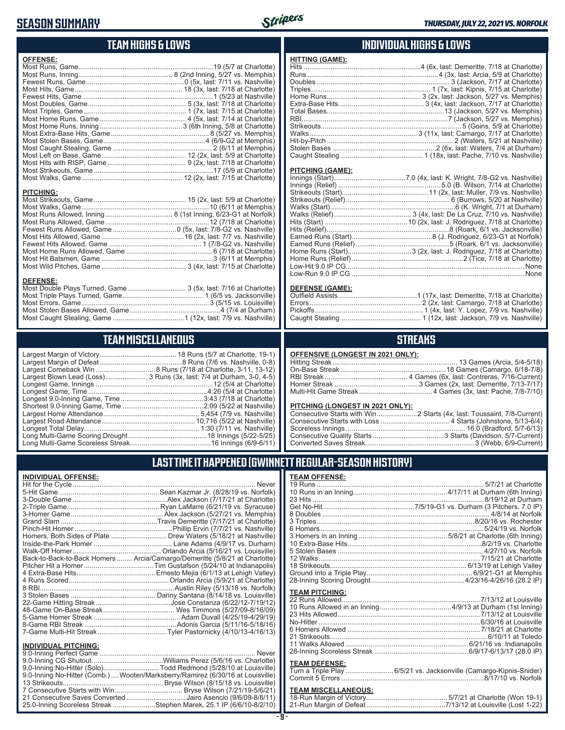# SEASON SUMMARY

## TEAM HIGHS & LOWS

### OFFENSE:

| Category | Value |
|---|---|
| Most Runs, Game | 19 (5/7 at Charlotte) |
| Most Runs, Inning | 8 (2nd Inning, 5/27 vs. Memphis) |
| Fewest Runs, Game | 0 (5x, last: 7/11 vs. Nashville) |
| Most Hits, Game | 18 (3x, last: 7/18 at Charlotte) |
| Fewest Hits, Game | 1 (5/23 at Nashville) |
| Most Doubles, Game | 5 (3x, last: 7/18 at Charlotte) |
| Most Triples, Game | 1 (7x, last: 7/15 at Charlotte) |
| Most Home Runs, Game | 4 (5x, last: 7/14 at Charlotte) |
| Most Home Runs, Inning | 3 (6th Inning, 5/8 at Charlotte) |
| Most Extra-Base Hits, Game | 8 (5/27 vs. Memphis) |
| Most Stolen Bases, Game | 4 (6/9-G2 at Memphis) |
| Most Caught Stealing, Game | 2 (6/11 at Memphis) |
| Most Left on Base, Game | 12 (2x, last: 5/9 at Charlotte) |
| Most Hits with RISP, Game | 9 (2x, last: 7/18 at Charlotte) |
| Most Strikeouts, Game | 17 (5/9 at Charlotte) |
| Most Walks, Game | 12 (2x, last: 7/15 at Charlotte) |

### PITCHING:

| Category | Value |
|---|---|
| Most Strikeouts, Game | 15 (2x, last: 5/9 at Charlotte) |
| Most Walks, Game | 10 (6/11 at Memphis) |
| Most Runs Allowed, Inning | 8 (1st Inning, 6/23-G1 at Norfolk) |
| Most Runs Allowed, Game | 12 (7/18 at Charlotte) |
| Fewest Runs Allowed, Game | 0 (5x, last: 7/8-G2 vs. Nashville) |
| Most Hits Allowed, Game | 16 (2x, last: 7/7 vs. Nashville) |
| Fewest Hits Allowed, Game | 1 (7/8-G2 vs. Nashville) |
| Most Home Runs Allowed, Game | 6 (7/18 at Charlotte) |
| Most Hit Batsmen, Game | 3 (6/11 at Memphis) |
| Most Wild Pitches, Game | 3 (4x, last: 7/15 at Charlotte) |

### DEFENSE:

| Category | Value |
|---|---|
| Most Double Plays Turned, Game | 3 (5x, last: 7/16 at Charlotte) |
| Most Triple Plays Turned, Game | 1 (6/5 vs. Jacksonville) |
| Most Errors, Game | 3 (5/15 vs. Louisville) |
| Most Stolen Bases Allowed, Game | 4 (7/4 at Durham) |
| Most Caught Stealing, Game | 1 (12x, last: 7/9 vs. Nashville) |

## INDIVIDUAL HIGHS & LOWS

### HITTING (GAME):

| Category | Value |
|---|---|
| Hits | 4 (6x, last: Demeritte, 7/18 at Charlotte) |
| Runs | 4 (3x, last: Arcia, 5/9 at Charlotte) |
| Doubles | 3 (Jackson, 7/17 at Charlotte) |
| Triples | 1 (7x, last: Kipnis, 7/15 at Charlotte) |
| Home Runs | 3 (2x, last: Jackson, 5/27 vs. Memphis) |
| Extra-Base Hits | 3 (4x, last: Jackson, 7/17 at Charlotte) |
| Total Bases | 13 (Jackson, 5/27 vs. Memphis) |
| RBI | 7 (Jackson, 5/27 vs. Memphis) |
| Strikeouts | 5 (Goins, 5/9 at Charlotte) |
| Walks | 3 (11x, last: Camargo, 7/17 at Charlotte) |
| Hit-by-Pitch | 2 (Waters, 5/21 at Nashville) |
| Stolen Bases | 2 (6x, last: Waters, 7/4 at Durham) |
| Caught Stealing | 1 (18x, last: Pache, 7/10 vs. Nashville) |

### PITCHING (GAME):

| Category | Value |
|---|---|
| Innings (Start) | 7.0 (4x, last: K. Wright, 7/8-G2 vs. Nashville) |
| Innings (Relief) | 5.0 (B. Wilson, 7/14 at Charlotte) |
| Strikeouts (Start) | 11 (2x, last: Muller, 7/9 vs. Nashville) |
| Strikeouts (Relief) | 6 (Burrows, 5/20 at Nashville) |
| Walks (Start) | 6 (K. Wright, 7/1 at Durham) |
| Walks (Relief) | 3 (4x, last: De La Cruz, 7/10 vs. Nashville) |
| Hits (Start) | 10 (2x, last: J. Rodriguez, 7/18 at Charlotte) |
| Hits (Relief) | 8 (Roark, 6/1 vs. Jacksonville) |
| Earned Runs (Start) | 8 (J. Rodriguez, 6/23-G1 at Norfolk) |
| Earned Runs (Relief) | 5 (Roark, 6/1 vs. Jacksonville) |
| Home Runs (Start) | 3 (2x, last: J. Rodriguez, 7/18 at Charlotte) |
| Home Runs (Relief) | 2 (Tice, 7/18 at Charlotte) |
| Low-Hit 9.0 IP CG | None |
| Low-Run 9.0 IP CG | None |

### DEFENSE (GAME):

| Category | Value |
|---|---|
| Outfield Assists | 1 (17x, last: Demeritte, 7/18 at Charlotte) |
| Errors | 2 (2x, last: Camargo, 7/18 at Charlotte) |
| Pickoffs | 1 (4x, last: Y. Lopez, 7/9 vs. Nashville) |
| Caught Stealing | 1 (12x, last: Jackson, 7/9 vs. Nashville) |

## TEAM MISCELLANEOUS

| Category | Value |
|---|---|
| Largest Margin of Victory | 18 Runs (5/7 at Charlotte, 19-1) |
| Largest Margin of Defeat | 8 Runs (7/6 vs. Nashville, 0-8) |
| Largest Comeback Win | 8 Runs (7/18 at Charlotte, 3-11, 13-12) |
| Largest Blown Lead (Loss) | 3 Runs (3x, last: 7/4 at Durham, 3-0, 4-5) |
| Longest Game, Innings | 12 (5/4 at Charlotte) |
| Longest Game, Time | 4:26 (5/4 at Charlotte) |
| Longest 9.0-Inning Game, Time | 3:43 (7/18 at Charlotte) |
| Shortest 9.0-Inning Game, Time | 2:09 (5/22 at Nashville) |
| Largest Home Attendance | 5,454 (7/9 vs. Nashville) |
| Largest Road Attendance | 10,716 (5/22 at Nashville) |
| Longest Total Delay | 1:30 (7/11 vs. Nashville) |
| Long Multi-Game Scoring Drought | 18 Innings (5/22-5/25) |
| Long Multi-Game Scoreless Streak | 16 Innings (6/9-6/11) |

## STREAKS

### OFFENSIVE (LONGEST IN 2021 ONLY):

| Category | Value |
|---|---|
| Hitting Streak | 13 Games (Arcia, 5/4-5/18) |
| On-Base Streak | 18 Games (Camargo, 6/18-7/8) |
| RBI Streak | 4 Games (6x, last: Contreras, 7/16-Current) |
| Homer Streak | 3 Games (2x, last: Demeritte, 7/13-7/17) |
| Multi-Hit Game Streak | 4 Games (3x, last: Pache, 7/8-7/10) |

### PITCHING (LONGEST IN 2021 ONLY):

| Category | Value |
|---|---|
| Consecutive Starts with Win | 2 Starts (4x, last: Toussaint, 7/8-Current) |
| Consecutive Starts with Loss | 4 Starts (Johnstone, 5/13-6/4) |
| Scoreless Innings | 16.0 (Bradford, 5/7-6/13) |
| Consecutive Quality Starts | 3 Starts (Davidson, 5/7-Current) |
| Converted Saves Streak | 3 (Webb, 6/9-Current) |

## LAST TIME IT HAPPENED (GWINNETT REGULAR-SEASON HISTORY)

### INDIVIDUAL OFFENSE:

| Category | Value |
|---|---|
| Hit for the Cycle | Never |
| 5-Hit Game | Sean Kazmar Jr. (8/28/19 vs. Norfolk) |
| 3-Double Game | Alex Jackson (7/17/21 at Charlotte) |
| 2-Triple Game | Ryan LaMarre (6/21/19 vs. Syracuse) |
| 3-Homer Game | Alex Jackson (5/27/21 vs. Memphis) |
| Grand Slam | Travis Demeritte (7/17/21 at Charlotte) |
| Pinch-Hit Homer | Phillip Ervin (7/7/21 vs. Nashville) |
| Homers, Both Sides of Plate | Drew Waters (5/18/21 at Nashville) |
| Inside-the-Park Homer | Lane Adams (4/9/17 vs. Durham) |
| Walk-Off Homer | Orlando Arcia (5/16/21 vs. Louisville) |
| Back-to-Back-to-Back Homers | Arcia/Camargo/Demeritte (5/8/21 at Charlotte) |
| Pitcher Hit a Homer | Tim Gustafson (5/24/10 at Indianapolis) |
| 4 Extra-Base Hits | Ernesto Mejia (6/1/13 at Lehigh Valley) |
| 4 Runs Scored | Orlando Arcia (5/9/21 at Charlotte) |
| 8 RBI | Austin Riley (5/13/18 vs. Norfolk) |
| 3 Stolen Bases | Danny Santana (8/14/18 vs. Louisville) |
| 22-Game Hitting Streak | Jose Constanza (6/22/12-7/19/12) |
| 48-Game On-Base Streak | Wes Timmons (5/27/09-8/16/09) |
| 5-Game Homer Streak | Adam Duvall (4/25/19-4/29/19) |
| 8-Game RBI Streak | Adonis Garcia (5/11/16-5/18/16) |
| 7-Game Multi-Hit Streak | Tyler Pastornicky (4/10/13-4/16/13) |

### INDIVIDUAL PITCHING:

| Category | Value |
|---|---|
| 9.0-Inning Perfect Game | Never |
| 9.0-Inning CG Shutout | Williams Perez (5/6/16 vs. Charlotte) |
| 9.0-Inning No-Hitter (Solo) | Todd Redmond (5/28/10 at Louisville) |
| 9.0-Inning No-Hitter (Comb.) | Wooten/Marksberry/Ramirez (6/30/16 at Louisville) |
| 13 Strikeouts | Bryse Wilson (8/15/18 vs. Louisville) |
| 7 Consecutive Starts with Win | Bryse Wilson (7/21/19-5/6/21) |
| 21 Consecutive Saves Converted | Jairo Asencio (9/6/09-8/8/11) |
| 25.0-Inning Scoreless Streak | Stephen Marek, 25.1 IP (6/6/10-8/2/10) |

### TEAM OFFENSE:

| Category | Value |
|---|---|
| 19 Runs | 5/7/21 at Charlotte |
| 10 Runs in an Inning | 4/17/11 at Durham (6th Inning) |
| 23 Hits | 8/19/12 at Durham |
| Get No-Hit | 7/5/19-G1 vs. Durham (3 Pitchers, 7.0 IP) |
| 8 Doubles | 4/8/14 at Norfolk |
| 3 Triples | 8/20/16 vs. Rochester |
| 6 Homers | 5/24/19 vs. Norfolk |
| 3 Homers in an Inning | 5/8/21 at Charlotte (6th Inning) |
| 10 Extra-Base Hits | 8/2/19 vs. Charlotte |
| 5 Stolen Bases | 4/27/10 vs. Norfolk |
| 12 Walks | 7/15/21 at Charlotte |
| 18 Strikeouts | 6/13/19 at Lehigh Valley |
| Ground Into a Triple Play | 6/9/21-G1 at Memphis |
| 28-Inning Scoring Drought | 4/23/16-4/26/16 (28.2 IP) |

### TEAM PITCHING:

| Category | Value |
|---|---|
| 22 Runs Allowed | 7/13/12 at Louisville |
| 10 Runs Allowed in an Inning | 4/9/13 at Durham (1st Inning) |
| 23 Hits Allowed | 7/13/12 at Louisville |
| No-Hitter | 6/30/16 at Louisville |
| 6 Homers Allowed | 7/18/21 at Charlotte |
| 21 Strikeouts | 6/10/11 at Toledo |
| 11 Walks Allowed | 6/21/16 vs. Indianapolis |
| 28-Inning Scoreless Streak | 6/9/17-6/13/17 (28.0 IP) |

### TEAM DEFENSE:

| Category | Value |
|---|---|
| Turn a Triple Play | 6/5/21 vs. Jacksonville (Camargo-Kipnis-Snider) |
| Commit 5 Errors | 8/17/10 vs. Norfolk |

### TEAM MISCELLANEOUS:

| Category | Value |
|---|---|
| 18-Run Margin of Victory | 5/7/21 at Charlotte (Won 19-1) |
| 21-Run Margin of Defeat | 7/13/12 at Louisville (Lost 1-22) |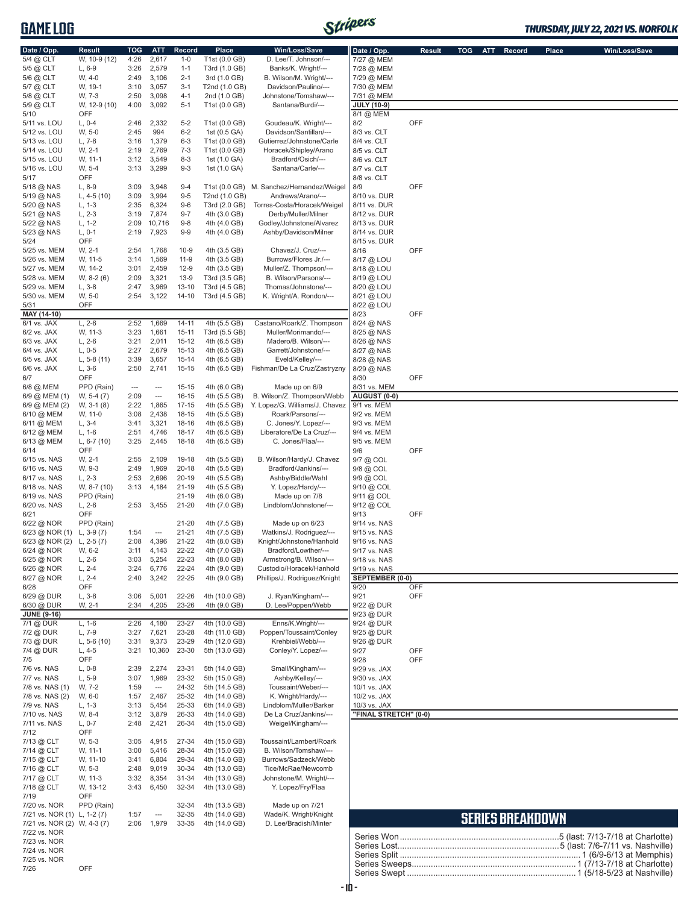# GAME LOG

| Date / Opp. | Result | TOG | ATT | Record | Place | Win/Loss/Save |
|---|---|---|---|---|---|---|
| 5/4 @ CLT | W, 10-9 (12) | 4:26 | 2,617 | 1-0 | T1st (0.0 GB) | D. Lee/T. Johnson/--- |
| 5/5 @ CLT | L, 6-9 | 3:26 | 2,579 | 1-1 | T3rd (1.0 GB) | Banks/K. Wright/--- |
| 5/6 @ CLT | W, 4-0 | 2:49 | 3,106 | 2-1 | 3rd (1.0 GB) | B. Wilson/M. Wright/--- |
| 5/7 @ CLT | W, 19-1 | 3:10 | 3,057 | 3-1 | T2nd (1.0 GB) | Davidson/Paulino/--- |
| 5/8 @ CLT | W, 7-3 | 2:50 | 3,098 | 4-1 | 2nd (1.0 GB) | Johnstone/Tomshaw/--- |
| 5/9 @ CLT | W, 12-9 (10) | 4:00 | 3,092 | 5-1 | T1st (0.0 GB) | Santana/Burdi/--- |
| 5/10 | OFF | | | | | |
| 5/11 vs. LOU | L, 0-4 | 2:46 | 2,332 | 5-2 | T1st (0.0 GB) | Goudeau/K. Wright/--- |
| 5/12 vs. LOU | W, 5-0 | 2:45 | 994 | 6-2 | 1st (0.5 GA) | Davidson/Santillan/--- |
| 5/13 vs. LOU | L, 7-8 | 3:16 | 1,379 | 6-3 | T1st (0.0 GB) | Gutierrez/Johnstone/Carle |
| 5/14 vs. LOU | W, 2-1 | 2:19 | 2,769 | 7-3 | T1st (0.0 GB) | Horacek/Shipley/Arano |
| 5/15 vs. LOU | W, 11-1 | 3:12 | 3,549 | 8-3 | 1st (1.0 GA) | Bradford/Osich/--- |
| 5/16 vs. LOU | W, 5-4 | 3:13 | 3,299 | 9-3 | 1st (1.0 GA) | Santana/Carle/--- |
| 5/17 | OFF | | | | | |
| 5/18 @ NAS | L, 8-9 | 3:09 | 3,948 | 9-4 | T1st (0.0 GB) | M. Sanchez/Hernandez/Weigel |
| 5/19 @ NAS | L, 4-5 (10) | 3:09 | 3,994 | 9-5 | T2nd (1.0 GB) | Andrews/Arano/--- |
| 5/20 @ NAS | L, 1-3 | 2:35 | 6,324 | 9-6 | T3rd (2.0 GB) | Torres-Costa/Horacek/Weigel |
| 5/21 @ NAS | L, 2-3 | 3:19 | 7,874 | 9-7 | 4th (3.0 GB) | Derby/Muller/Milner |
| 5/22 @ NAS | L, 1-2 | 2:09 | 10,716 | 9-8 | 4th (4.0 GB) | Godley/Johnstone/Alvarez |
| 5/23 @ NAS | L, 0-1 | 2:19 | 7,923 | 9-9 | 4th (4.0 GB) | Ashby/Davidson/Milner |
| 5/24 | OFF | | | | | |
| 5/25 vs. MEM | W, 2-1 | 2:54 | 1,768 | 10-9 | 4th (3.5 GB) | Chavez/J. Cruz/--- |
| 5/26 vs. MEM | W, 11-5 | 3:14 | 1,569 | 11-9 | 4th (3.5 GB) | Burrows/Flores Jr./--- |
| 5/27 vs. MEM | W, 14-2 | 3:01 | 2,459 | 12-9 | 4th (3.5 GB) | Muller/Z. Thompson/--- |
| 5/28 vs. MEM | W, 8-2 (6) | 2:09 | 3,321 | 13-9 | T3rd (3.5 GB) | B. Wilson/Parsons/--- |
| 5/29 vs. MEM | L, 3-8 | 2:47 | 3,969 | 13-10 | T3rd (4.5 GB) | Thomas/Johnstone/--- |
| 5/30 vs. MEM | W, 5-0 | 2:54 | 3,122 | 14-10 | T3rd (4.5 GB) | K. Wright/A. Rondon/--- |
| 5/31 | OFF | | | | | |
| **MAY (14-10)** | | | | | | |
| 6/1 vs. JAX | L, 2-6 | 2:52 | 1,669 | 14-11 | 4th (5.5 GB) | Castano/Roark/Z. Thompson |
| 6/2 vs. JAX | W, 11-3 | 3:23 | 1,661 | 15-11 | T3rd (5.5 GB) | Muller/Morimando/--- |
| 6/3 vs. JAX | L, 2-6 | 3:21 | 2,011 | 15-12 | 4th (6.5 GB) | Madero/B. Wilson/--- |
| 6/4 vs. JAX | L, 0-5 | 2:27 | 2,679 | 15-13 | 4th (6.5 GB) | Garrett/Johnstone/--- |
| 6/5 vs. JAX | L, 5-8 (11) | 3:39 | 3,657 | 15-14 | 4th (6.5 GB) | Eveld/Kelley/--- |
| 6/6 vs. JAX | L, 3-6 | 2:50 | 2,741 | 15-15 | 4th (6.5 GB) | Fishman/De La Cruz/Zastryzny |
| 6/7 | OFF | | | | | |
| 6/8 @.MEM | PPD (Rain) | --- | --- | 15-15 | 4th (6.0 GB) | Made up on 6/9 |
| 6/9 @ MEM (1) | W, 5-4 (7) | 2:09 | --- | 16-15 | 4th (5.5 GB) | B. Wilson/Z. Thompson/Webb |
| 6/9 @ MEM (2) | W, 3-1 (8) | 2:22 | 1,865 | 17-15 | 4th (5.5 GB) | Y. Lopez/G. Williams/J. Chavez |
| 6/10 @ MEM | W, 11-0 | 3:08 | 2,438 | 18-15 | 4th (5.5 GB) | Roark/Parsons/--- |
| 6/11 @ MEM | L, 3-4 | 3:41 | 3,321 | 18-16 | 4th (6.5 GB) | C. Jones/Y. Lopez/--- |
| 6/12 @ MEM | L, 1-6 | 2:51 | 4,746 | 18-17 | 4th (6.5 GB) | Liberatore/De La Cruz/--- |
| 6/13 @ MEM | L, 6-7 (10) | 3:25 | 2,445 | 18-18 | 4th (6.5 GB) | C. Jones/Flaa/--- |
| 6/14 | OFF | | | | | |
| 6/15 vs. NAS | W, 2-1 | 2:55 | 2,109 | 19-18 | 4th (5.5 GB) | B. Wilson/Hardy/J. Chavez |
| 6/16 vs. NAS | W, 9-3 | 2:49 | 1,969 | 20-18 | 4th (5.5 GB) | Bradford/Jankins/--- |
| 6/17 vs. NAS | L, 2-3 | 2:53 | 2,696 | 20-19 | 4th (5.5 GB) | Ashby/Biddle/Wahl |
| 6/18 vs. NAS | W, 8-7 (10) | 3:13 | 4,184 | 21-19 | 4th (5.5 GB) | Y. Lopez/Hardy/--- |
| 6/19 vs. NAS | PPD (Rain) | | | 21-19 | 4th (6.0 GB) | Made up on 7/8 |
| 6/20 vs. NAS | L, 2-6 | 2:53 | 3,455 | 21-20 | 4th (7.0 GB) | Lindblom/Johnstone/--- |
| 6/21 | OFF | | | | | |
| 6/22 @ NOR | PPD (Rain) | | | 21-20 | 4th (7.5 GB) | Made up on 6/23 |
| 6/23 @ NOR (1) | L, 3-9 (7) | 1:54 | --- | 21-21 | 4th (7.5 GB) | Watkins/J. Rodriguez/--- |
| 6/23 @ NOR (2) | L, 2-5 (7) | 2:08 | 4,396 | 21-22 | 4th (8.0 GB) | Knight/Johnstone/Hanhold |
| 6/24 @ NOR | W, 6-2 | 3:11 | 4,143 | 22-22 | 4th (7.0 GB) | Bradford/Lowther/--- |
| 6/25 @ NOR | L, 2-6 | 3:03 | 5,254 | 22-23 | 4th (8.0 GB) | Armstrong/B. Wilson/--- |
| 6/26 @ NOR | L, 2-4 | 3:24 | 6,776 | 22-24 | 4th (9.0 GB) | Custodio/Horacek/Hanhold |
| 6/27 @ NOR | L, 2-4 | 2:40 | 3,242 | 22-25 | 4th (9.0 GB) | Phillips/J. Rodriguez/Knight |
| 6/28 | OFF | | | | | |
| 6/29 @ DUR | L, 3-8 | 3:06 | 5,001 | 22-26 | 4th (10.0 GB) | J. Ryan/Kingham/--- |
| 6/30 @ DUR | W, 2-1 | 2:34 | 4,205 | 23-26 | 4th (9.0 GB) | D. Lee/Poppen/Webb |
| **JUNE (9-16)** | | | | | | |
| 7/1 @ DUR | L, 1-6 | 2:26 | 4,180 | 23-27 | 4th (10.0 GB) | Enns/K.Wright/--- |
| 7/2 @ DUR | L, 7-9 | 3:27 | 7,621 | 23-28 | 4th (11.0 GB) | Poppen/Toussaint/Conley |
| 7/3 @ DUR | L, 5-6 (10) | 3:31 | 9,373 | 23-29 | 4th (12.0 GB) | Krehbiel/Webb/--- |
| 7/4 @ DUR | L, 4-5 | 3:21 | 10,360 | 23-30 | 5th (13.0 GB) | Conley/Y. Lopez/--- |
| 7/5 | OFF | | | | | |
| 7/6 vs. NAS | L, 0-8 | 2:39 | 2,274 | 23-31 | 5th (14.0 GB) | Small/Kingham/--- |
| 7/7 vs. NAS | L, 5-9 | 3:07 | 1,969 | 23-32 | 5th (15.0 GB) | Ashby/Kelley/--- |
| 7/8 vs. NAS (1) | W, 7-2 | 1:59 | --- | 24-32 | 5th (14.5 GB) | Toussaint/Weber/--- |
| 7/8 vs. NAS (2) | W, 6-0 | 1:57 | 2,467 | 25-32 | 4th (14.0 GB) | K. Wright/Hardy/--- |
| 7/9 vs. NAS | L, 1-3 | 3:13 | 5,454 | 25-33 | 6th (14.0 GB) | Lindblom/Muller/Barker |
| 7/10 vs. NAS | W, 8-4 | 3:12 | 3,879 | 26-33 | 4th (14.0 GB) | De La Cruz/Jankins/--- |
| 7/11 vs. NAS | L, 0-7 | 2:48 | 2,421 | 26-34 | 4th (15.0 GB) | Weigel/Kingham/--- |
| 7/12 | OFF | | | | | |
| 7/13 @ CLT | W, 5-3 | 3:05 | 4,915 | 27-34 | 4th (15.0 GB) | Toussaint/Lambert/Roark |
| 7/14 @ CLT | W, 11-1 | 3:00 | 5,416 | 28-34 | 4th (15.0 GB) | B. Wilson/Tomshaw/--- |
| 7/15 @ CLT | W, 11-10 | 3:41 | 6,804 | 29-34 | 4th (14.0 GB) | Burrows/Sadzeck/Webb |
| 7/16 @ CLT | W, 5-3 | 2:48 | 9,019 | 30-34 | 4th (13.0 GB) | Tice/McRae/Newcomb |
| 7/17 @ CLT | W, 11-3 | 3:32 | 8,354 | 31-34 | 4th (13.0 GB) | Johnstone/M. Wright/--- |
| 7/18 @ CLT | W, 13-12 | 3:43 | 6,450 | 32-34 | 4th (13.0 GB) | Y. Lopez/Fry/Flaa |
| 7/19 | OFF | | | | | |
| 7/20 vs. NOR | PPD (Rain) | | | 32-34 | 4th (13.5 GB) | Made up on 7/21 |
| 7/21 vs. NOR (1) | L, 1-2 (7) | 1:57 | --- | 32-35 | 4th (14.0 GB) | Wade/K. Wright/Knight |
| 7/21 vs. NOR (2) | W, 4-3 (7) | 2:06 | 1,979 | 33-35 | 4th (14.0 GB) | D. Lee/Bradish/Minter |
| 7/22 vs. NOR | | | | | | |
| 7/23 vs. NOR | | | | | | |
| 7/24 vs. NOR | | | | | | |
| 7/25 vs. NOR | | | | | | |
| 7/26 | OFF | | | | | |
| 7/27 @ MEM | | | | | | |
| 7/28 @ MEM | | | | | | |
| 7/29 @ MEM | | | | | | |
| 7/30 @ MEM | | | | | | |
| 7/31 @ MEM | | | | | | |
| **JULY (10-9)** | | | | | | |
| 8/1 @ MEM | | | | | | |
| 8/2 | OFF | | | | | |
| 8/3 vs. CLT | | | | | | |
| 8/4 vs. CLT | | | | | | |
| 8/5 vs. CLT | | | | | | |
| 8/6 vs. CLT | | | | | | |
| 8/7 vs. CLT | | | | | | |
| 8/8 vs. CLT | | | | | | |
| 8/9 | OFF | | | | | |
| 8/10 vs. DUR | | | | | | |
| 8/11 vs. DUR | | | | | | |
| 8/12 vs. DUR | | | | | | |
| 8/13 vs. DUR | | | | | | |
| 8/14 vs. DUR | | | | | | |
| 8/15 vs. DUR | | | | | | |
| 8/16 | OFF | | | | | |
| 8/17 @ LOU | | | | | | |
| 8/18 @ LOU | | | | | | |
| 8/19 @ LOU | | | | | | |
| 8/20 @ LOU | | | | | | |
| 8/21 @ LOU | | | | | | |
| 8/22 @ LOU | | | | | | |
| 8/23 | OFF | | | | | |
| 8/24 @ NAS | | | | | | |
| 8/25 @ NAS | | | | | | |
| 8/26 @ NAS | | | | | | |
| 8/27 @ NAS | | | | | | |
| 8/28 @ NAS | | | | | | |
| 8/29 @ NAS | | | | | | |
| 8/30 | OFF | | | | | |
| 8/31 vs. MEM | | | | | | |
| **AUGUST (0-0)** | | | | | | |
| 9/1 vs. MEM | | | | | | |
| 9/2 vs. MEM | | | | | | |
| 9/3 vs. MEM | | | | | | |
| 9/4 vs. MEM | | | | | | |
| 9/5 vs. MEM | | | | | | |
| 9/6 | OFF | | | | | |
| 9/7 @ COL | | | | | | |
| 9/8 @ COL | | | | | | |
| 9/9 @ COL | | | | | | |
| 9/10 @ COL | | | | | | |
| 9/11 @ COL | | | | | | |
| 9/12 @ COL | | | | | | |
| 9/13 | OFF | | | | | |
| 9/14 vs. NAS | | | | | | |
| 9/15 vs. NAS | | | | | | |
| 9/16 vs. NAS | | | | | | |
| 9/17 vs. NAS | | | | | | |
| 9/18 vs. NAS | | | | | | |
| 9/19 vs. NAS | | | | | | |
| **SEPTEMBER (0-0)** | | | | | | |
| 9/20 | OFF | | | | | |
| 9/21 | OFF | | | | | |
| 9/22 @ DUR | | | | | | |
| 9/23 @ DUR | | | | | | |
| 9/24 @ DUR | | | | | | |
| 9/25 @ DUR | | | | | | |
| 9/26 @ DUR | | | | | | |
| 9/27 | OFF | | | | | |
| 9/28 | OFF | | | | | |
| 9/29 vs. JAX | | | | | | |
| 9/30 vs. JAX | | | | | | |
| 10/1 vs. JAX | | | | | | |
| 10/2 vs. JAX | | | | | | |
| 10/3 vs. JAX | | | | | | |
| **"FINAL STRETCH" (0-0)** | | | | | | |

## SERIES BREAKDOWN

Series Won ....................................... 5 (last: 7/13-7/18 at Charlotte)
Series Lost ....................................... 5 (last: 7/6-7/11 vs. Nashville)
Series Split ....................................... 1 (6/9-6/13 at Memphis)
Series Sweeps ....................................... 1 (7/13-7/18 at Charlotte)
Series Swept ....................................... 1 (5/18-5/23 at Nashville)